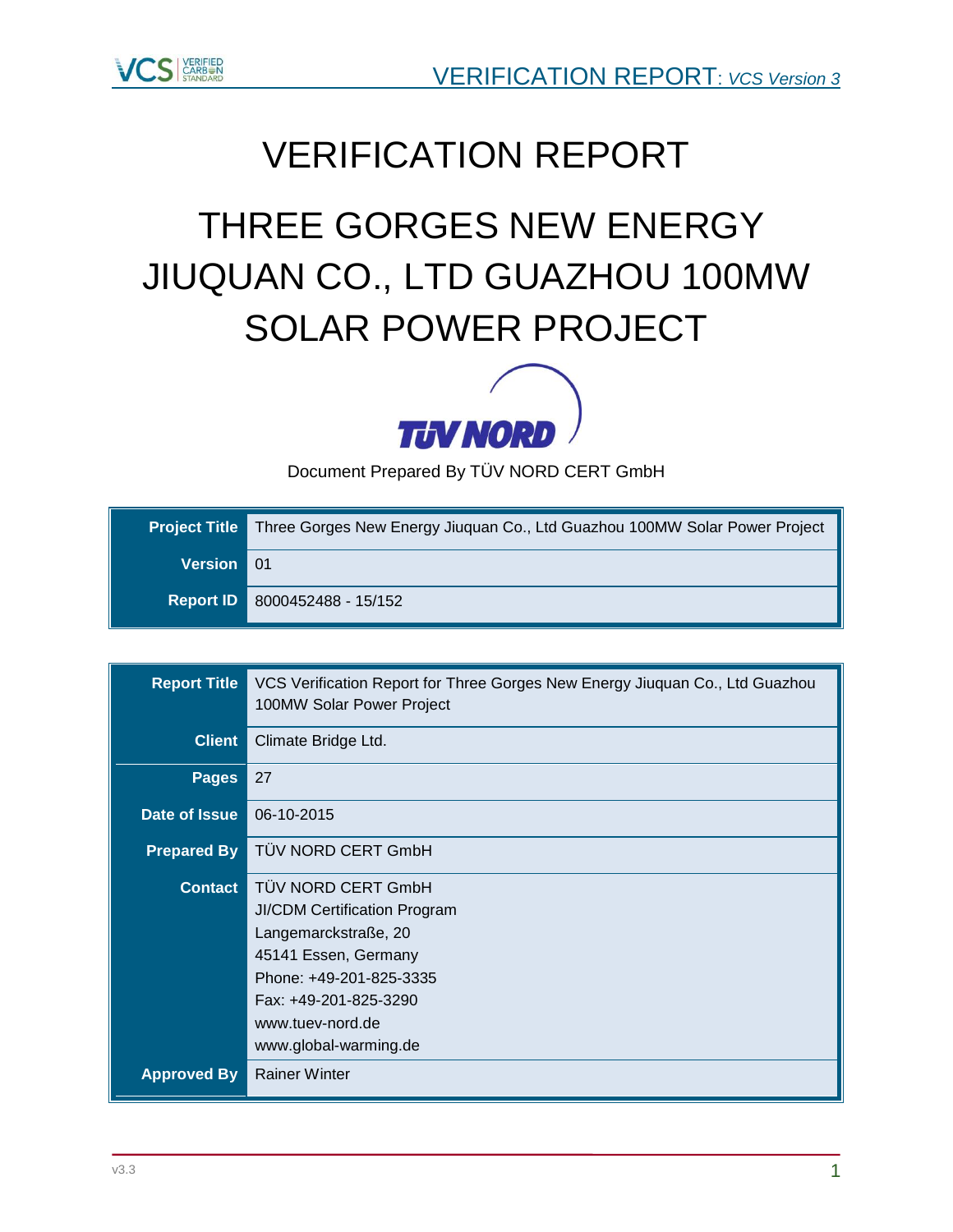# VERIFICATION REPORT

# THREE GORGES NEW ENERGY JIUQUAN CO., LTD GUAZHOU 100MW SOLAR POWER PROJECT

Document Prepared By TÜV NORD CERT GmbH

| | |
|---|---|
| **Project Title** | Three Gorges New Energy Jiuquan Co., Ltd Guazhou 100MW Solar Power Project |
| **Version** | 01 |
| **Report ID** | 8000452488 - 15/152 |

| | |
|---|---|
| **Report Title** | VCS Verification Report for Three Gorges New Energy Jiuquan Co., Ltd Guazhou 100MW Solar Power Project |
| **Client** | Climate Bridge Ltd. |
| **Pages** | 27 |
| **Date of Issue** | 06-10-2015 |
| **Prepared By** | TÜV NORD CERT GmbH |
| **Contact** | TÜV NORD CERT GmbH<br>JI/CDM Certification Program<br>Langemarckstraße, 20<br>45141 Essen, Germany<br>Phone: +49-201-825-3335<br>Fax: +49-201-825-3290<br>www.tuev-nord.de<br>www.global-warming.de |
| **Approved By** | Rainer Winter |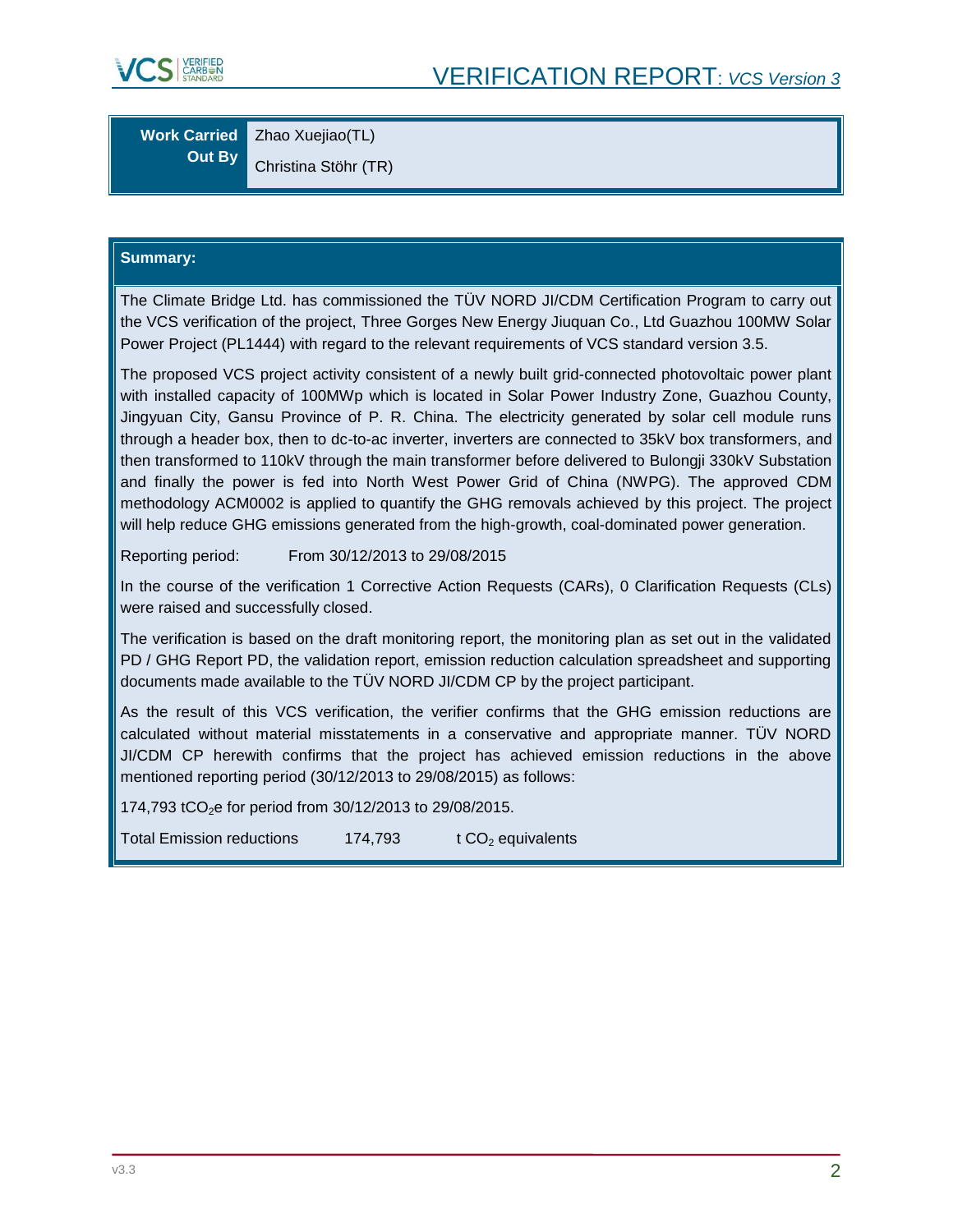| Work Carried Out By | Zhao Xuejiao(TL) <br> Christina Stöhr (TR) |
|---|---|

**Summary:**

The Climate Bridge Ltd. has commissioned the TÜV NORD JI/CDM Certification Program to carry out the VCS verification of the project, Three Gorges New Energy Jiuquan Co., Ltd Guazhou 100MW Solar Power Project (PL1444) with regard to the relevant requirements of VCS standard version 3.5.

The proposed VCS project activity consistent of a newly built grid-connected photovoltaic power plant with installed capacity of 100MWp which is located in Solar Power Industry Zone, Guazhou County, Jingyuan City, Gansu Province of P. R. China. The electricity generated by solar cell module runs through a header box, then to dc-to-ac inverter, inverters are connected to 35kV box transformers, and then transformed to 110kV through the main transformer before delivered to Bulongji 330kV Substation and finally the power is fed into North West Power Grid of China (NWPG). The approved CDM methodology ACM0002 is applied to quantify the GHG removals achieved by this project. The project will help reduce GHG emissions generated from the high-growth, coal-dominated power generation.

Reporting period: From 30/12/2013 to 29/08/2015

In the course of the verification 1 Corrective Action Requests (CARs), 0 Clarification Requests (CLs) were raised and successfully closed.

The verification is based on the draft monitoring report, the monitoring plan as set out in the validated PD / GHG Report PD, the validation report, emission reduction calculation spreadsheet and supporting documents made available to the TÜV NORD JI/CDM CP by the project participant.

As the result of this VCS verification, the verifier confirms that the GHG emission reductions are calculated without material misstatements in a conservative and appropriate manner. TÜV NORD JI/CDM CP herewith confirms that the project has achieved emission reductions in the above mentioned reporting period (30/12/2013 to 29/08/2015) as follows:

174,793 $tCO_2e$ for period from 30/12/2013 to 29/08/2015.

Total Emission reductions 174,793 t $CO_2$ equivalents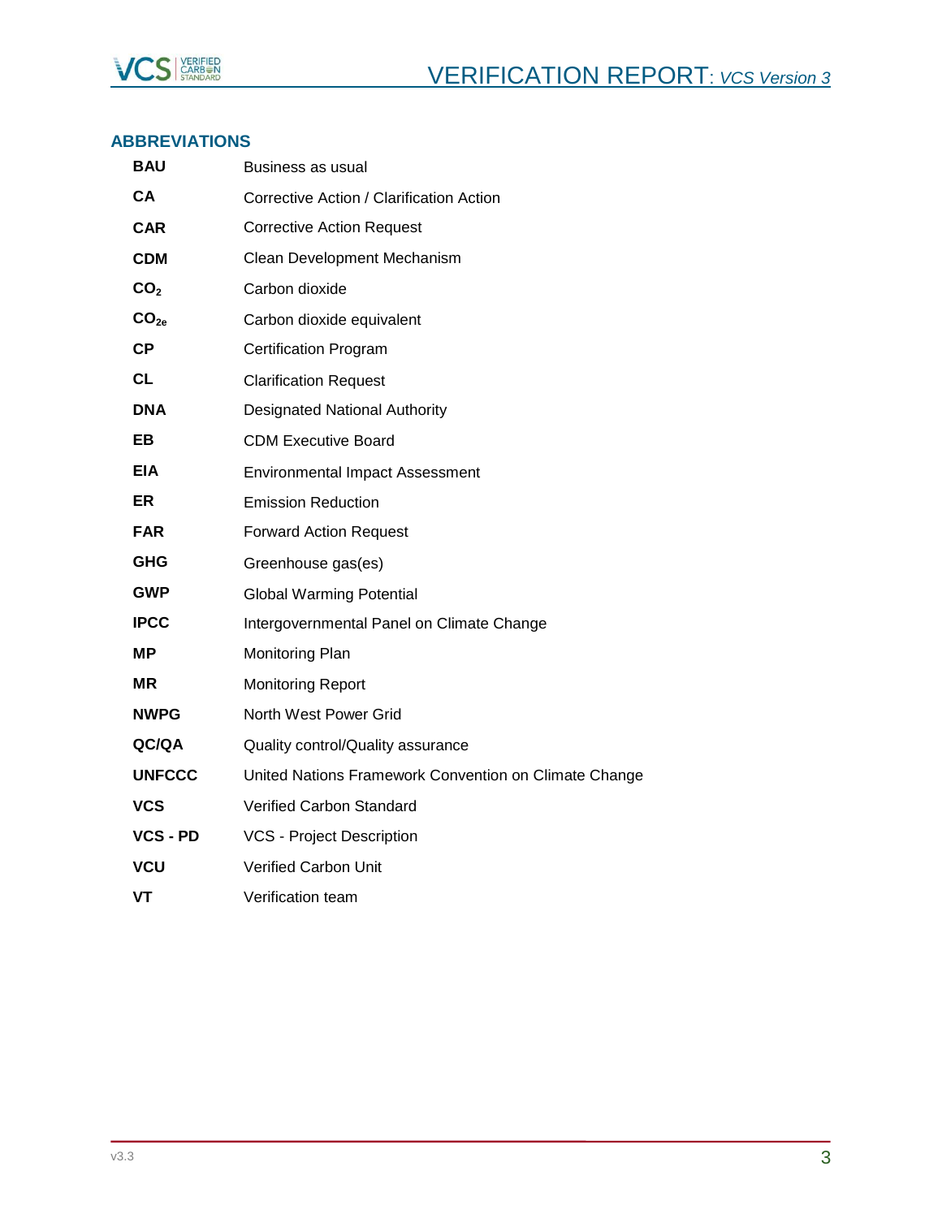## ABBREVIATIONS

| | |
|---|---|
| **BAU** | Business as usual |
| **CA** | Corrective Action / Clarification Action |
| **CAR** | Corrective Action Request |
| **CDM** | Clean Development Mechanism |
| **$CO_2$** | Carbon dioxide |
| **$CO_{2e}$** | Carbon dioxide equivalent |
| **CP** | Certification Program |
| **CL** | Clarification Request |
| **DNA** | Designated National Authority |
| **EB** | CDM Executive Board |
| **EIA** | Environmental Impact Assessment |
| **ER** | Emission Reduction |
| **FAR** | Forward Action Request |
| **GHG** | Greenhouse gas(es) |
| **GWP** | Global Warming Potential |
| **IPCC** | Intergovernmental Panel on Climate Change |
| **MP** | Monitoring Plan |
| **MR** | Monitoring Report |
| **NWPG** | North West Power Grid |
| **QC/QA** | Quality control/Quality assurance |
| **UNFCCC** | United Nations Framework Convention on Climate Change |
| **VCS** | Verified Carbon Standard |
| **VCS - PD** | VCS - Project Description |
| **VCU** | Verified Carbon Unit |
| **VT** | Verification team |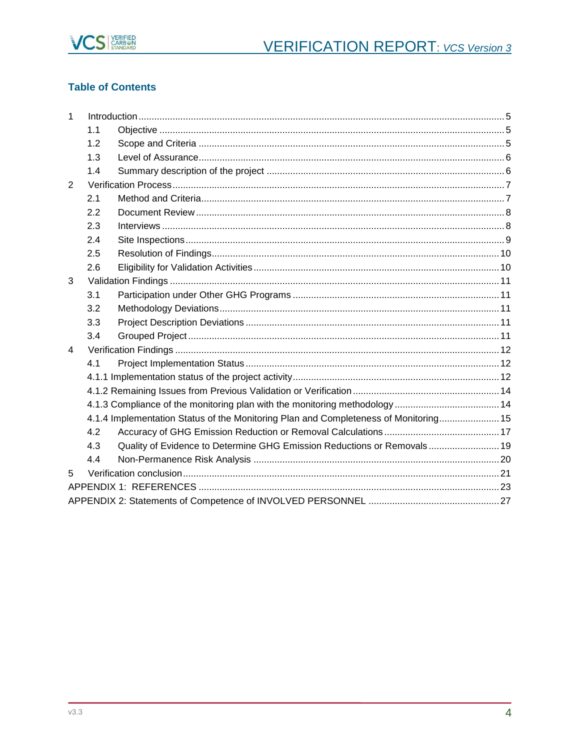## Table of Contents

1 Introduction ... 5
- 1.1 Objective ... 5
- 1.2 Scope and Criteria ... 5
- 1.3 Level of Assurance ... 6
- 1.4 Summary description of the project ... 6

2 Verification Process ... 7
- 2.1 Method and Criteria ... 7
- 2.2 Document Review ... 8
- 2.3 Interviews ... 8
- 2.4 Site Inspections ... 9
- 2.5 Resolution of Findings ... 10
- 2.6 Eligibility for Validation Activities ... 10

3 Validation Findings ... 11
- 3.1 Participation under Other GHG Programs ... 11
- 3.2 Methodology Deviations ... 11
- 3.3 Project Description Deviations ... 11
- 3.4 Grouped Project ... 11

4 Verification Findings ... 12
- 4.1 Project Implementation Status ... 12
- 4.1.1 Implementation status of the project activity ... 12
- 4.1.2 Remaining Issues from Previous Validation or Verification ... 14
- 4.1.3 Compliance of the monitoring plan with the monitoring methodology ... 14
- 4.1.4 Implementation Status of the Monitoring Plan and Completeness of Monitoring ... 15
- 4.2 Accuracy of GHG Emission Reduction or Removal Calculations ... 17
- 4.3 Quality of Evidence to Determine GHG Emission Reductions or Removals ... 19
- 4.4 Non-Permanence Risk Analysis ... 20

5 Verification conclusion ... 21

APPENDIX 1: REFERENCES ... 23

APPENDIX 2: Statements of Competence of INVOLVED PERSONNEL ... 27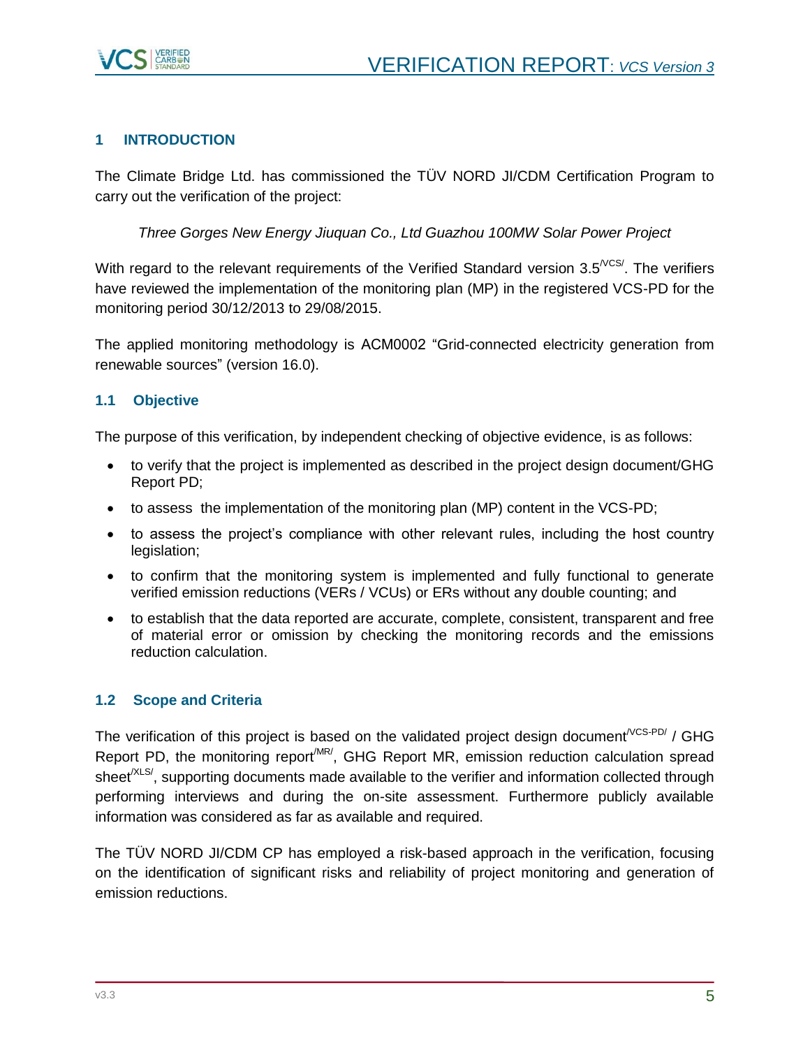## 1 INTRODUCTION

The Climate Bridge Ltd. has commissioned the TÜV NORD JI/CDM Certification Program to carry out the verification of the project:

*Three Gorges New Energy Jiuquan Co., Ltd Guazhou 100MW Solar Power Project*

With regard to the relevant requirements of the Verified Standard version 3.5[/VCS/]. The verifiers have reviewed the implementation of the monitoring plan (MP) in the registered VCS-PD for the monitoring period 30/12/2013 to 29/08/2015.

The applied monitoring methodology is ACM0002 "Grid-connected electricity generation from renewable sources" (version 16.0).

### 1.1 Objective

The purpose of this verification, by independent checking of objective evidence, is as follows:

- to verify that the project is implemented as described in the project design document/GHG Report PD;
- to assess the implementation of the monitoring plan (MP) content in the VCS-PD;
- to assess the project's compliance with other relevant rules, including the host country legislation;
- to confirm that the monitoring system is implemented and fully functional to generate verified emission reductions (VERs / VCUs) or ERs without any double counting; and
- to establish that the data reported are accurate, complete, consistent, transparent and free of material error or omission by checking the monitoring records and the emissions reduction calculation.

### 1.2 Scope and Criteria

The verification of this project is based on the validated project design document[/VCS-PD/] / GHG Report PD, the monitoring report[/MR/], GHG Report MR, emission reduction calculation spread sheet[/XLS/], supporting documents made available to the verifier and information collected through performing interviews and during the on-site assessment. Furthermore publicly available information was considered as far as available and required.

The TÜV NORD JI/CDM CP has employed a risk-based approach in the verification, focusing on the identification of significant risks and reliability of project monitoring and generation of emission reductions.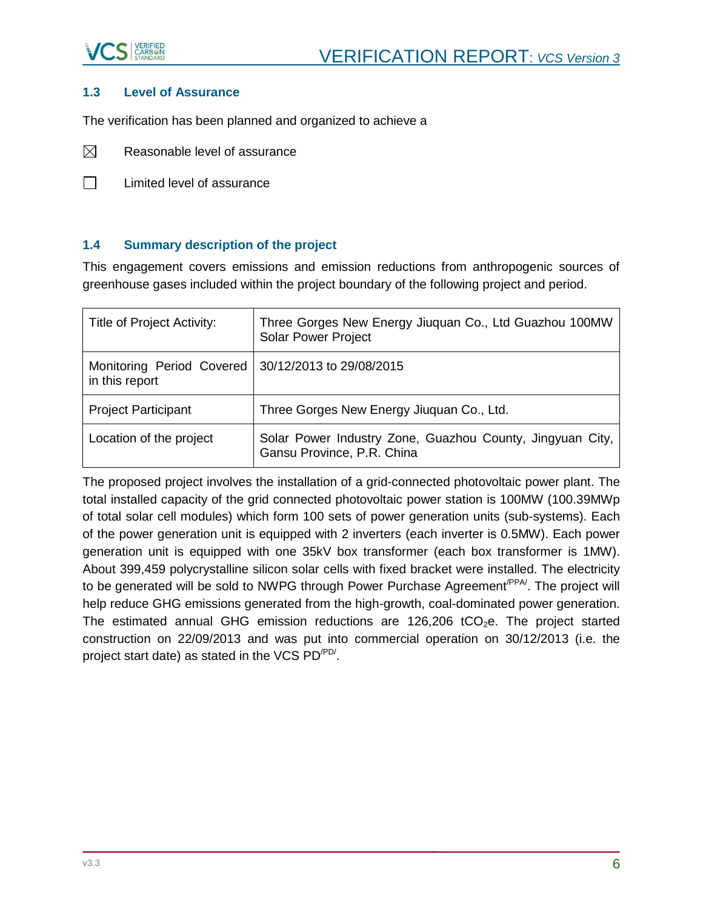### 1.3 Level of Assurance

The verification has been planned and organized to achieve a

☒ Reasonable level of assurance

☐ Limited level of assurance

### 1.4 Summary description of the project

This engagement covers emissions and emission reductions from anthropogenic sources of greenhouse gases included within the project boundary of the following project and period.

| Title of Project Activity: | Three Gorges New Energy Jiuquan Co., Ltd Guazhou 100MW Solar Power Project |
|---|---|
| Monitoring Period Covered in this report | 30/12/2013 to 29/08/2015 |
| Project Participant | Three Gorges New Energy Jiuquan Co., Ltd. |
| Location of the project | Solar Power Industry Zone, Guazhou County, Jingyuan City, Gansu Province, P.R. China |

The proposed project involves the installation of a grid-connected photovoltaic power plant. The total installed capacity of the grid connected photovoltaic power station is 100MW (100.39MWp of total solar cell modules) which form 100 sets of power generation units (sub-systems). Each of the power generation unit is equipped with 2 inverters (each inverter is 0.5MW). Each power generation unit is equipped with one 35kV box transformer (each box transformer is 1MW). About 399,459 polycrystalline silicon solar cells with fixed bracket were installed. The electricity to be generated will be sold to NWPG through Power Purchase Agreement[/PPA/]. The project will help reduce GHG emissions generated from the high-growth, coal-dominated power generation. The estimated annual GHG emission reductions are 126,206 $tCO_2e$. The project started construction on 22/09/2013 and was put into commercial operation on 30/12/2013 (i.e. the project start date) as stated in the VCS PD[/PD/].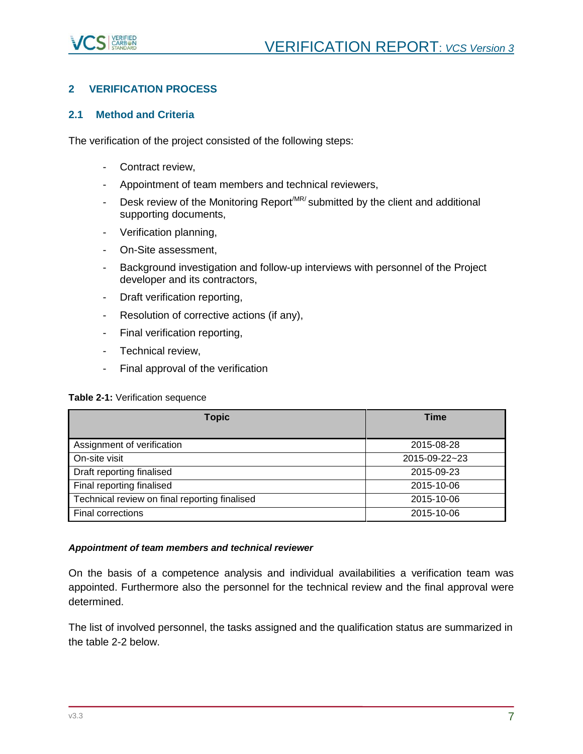## 2 VERIFICATION PROCESS

### 2.1 Method and Criteria

The verification of the project consisted of the following steps:

- Contract review,
- Appointment of team members and technical reviewers,
- Desk review of the Monitoring Report[/MR/] submitted by the client and additional supporting documents,
- Verification planning,
- On-Site assessment,
- Background investigation and follow-up interviews with personnel of the Project developer and its contractors,
- Draft verification reporting,
- Resolution of corrective actions (if any),
- Final verification reporting,
- Technical review,
- Final approval of the verification

**Table 2-1:** Verification sequence

| Topic | Time |
| --- | --- |
| Assignment of verification | 2015-08-28 |
| On-site visit | 2015-09-22~23 |
| Draft reporting finalised | 2015-09-23 |
| Final reporting finalised | 2015-10-06 |
| Technical review on final reporting finalised | 2015-10-06 |
| Final corrections | 2015-10-06 |

***Appointment of team members and technical reviewer***

On the basis of a competence analysis and individual availabilities a verification team was appointed. Furthermore also the personnel for the technical review and the final approval were determined.

The list of involved personnel, the tasks assigned and the qualification status are summarized in the table 2-2 below.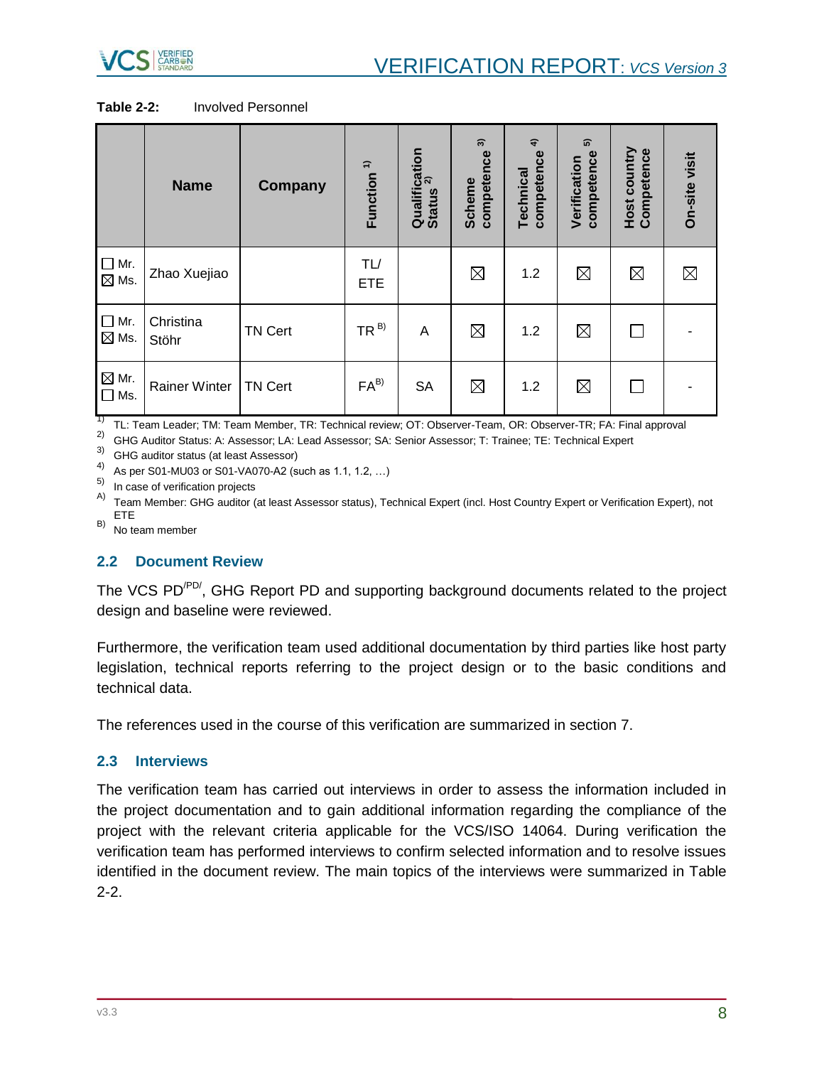**Table 2-2:** Involved Personnel

| | Name | Company | Function [1] | Qualification Status [2] | Scheme competence [3] | Technical competence [4] | Verification competence [5] | Host country Competence | On-site visit |
|---|---|---|---|---|---|---|---|---|---|
| ☐ Mr. ☒ Ms. | Zhao Xuejiao | | TL/ ETE | | ☒ | 1.2 | ☒ | ☒ | ☒ |
| ☐ Mr. ☒ Ms. | Christina Stöhr | TN Cert | TR [B] | A | ☒ | 1.2 | ☒ | ☐ | - |
| ☒ Mr. ☐ Ms. | Rainer Winter | TN Cert | FA[B] | SA | ☒ | 1.2 | ☒ | ☐ | - |

1) TL: Team Leader; TM: Team Member, TR: Technical review; OT: Observer-Team, OR: Observer-TR; FA: Final approval
2) GHG Auditor Status: A: Assessor; LA: Lead Assessor; SA: Senior Assessor; T: Trainee; TE: Technical Expert
3) GHG auditor status (at least Assessor)
4) As per S01-MU03 or S01-VA070-A2 (such as 1.1, 1.2, …)
5) In case of verification projects
A) Team Member: GHG auditor (at least Assessor status), Technical Expert (incl. Host Country Expert or Verification Expert), not ETE
B) No team member

## 2.2 Document Review

The VCS PD[/PD/], GHG Report PD and supporting background documents related to the project design and baseline were reviewed.

Furthermore, the verification team used additional documentation by third parties like host party legislation, technical reports referring to the project design or to the basic conditions and technical data.

The references used in the course of this verification are summarized in section 7.

## 2.3 Interviews

The verification team has carried out interviews in order to assess the information included in the project documentation and to gain additional information regarding the compliance of the project with the relevant criteria applicable for the VCS/ISO 14064. During verification the verification team has performed interviews to confirm selected information and to resolve issues identified in the document review. The main topics of the interviews were summarized in Table 2-2.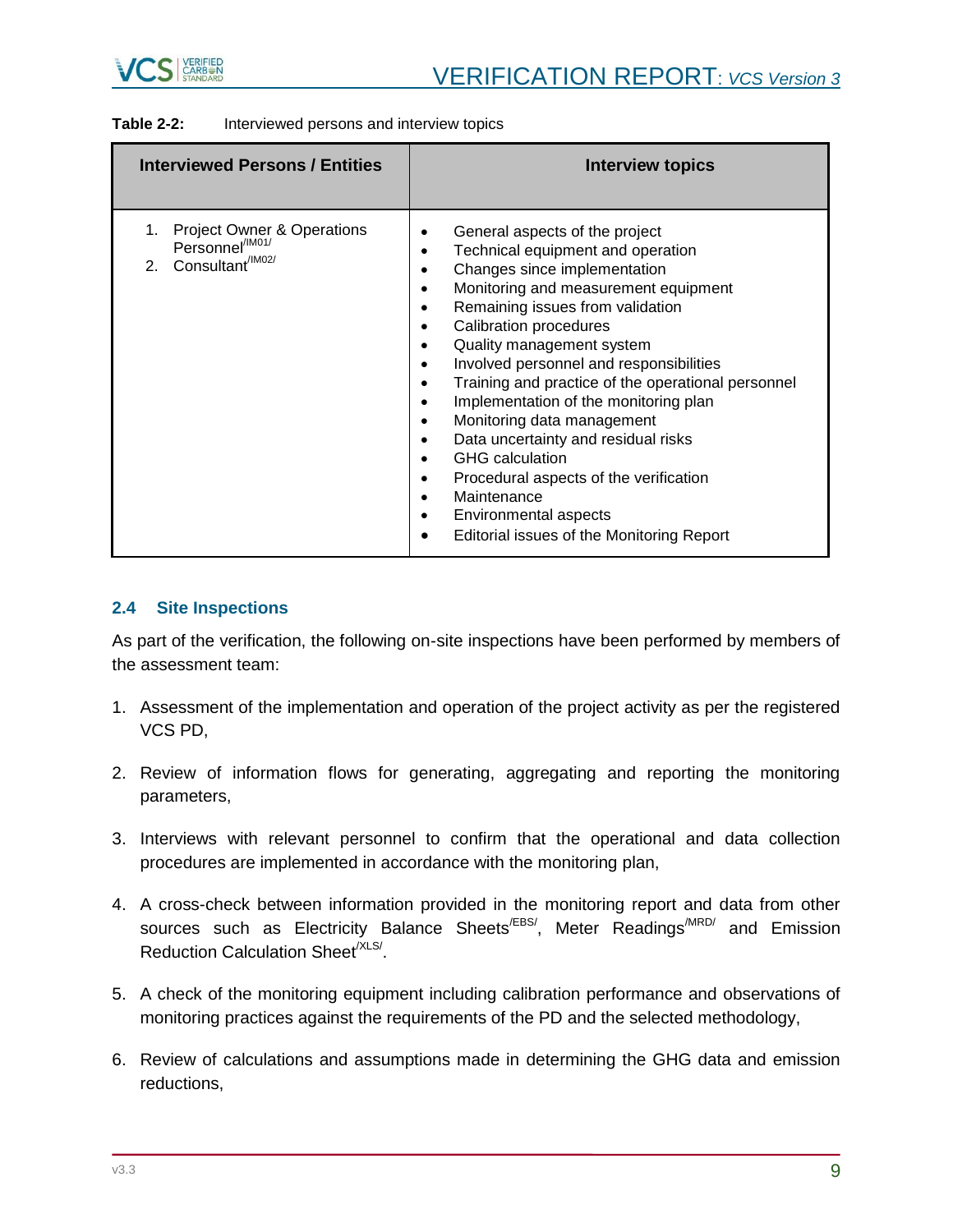**Table 2-2:** Interviewed persons and interview topics

| Interviewed Persons / Entities | Interview topics |
|---|---|
| 1. Project Owner & Operations Personnel/IM01/ <br> 2. Consultant/IM02/ | • General aspects of the project <br> • Technical equipment and operation <br> • Changes since implementation <br> • Monitoring and measurement equipment <br> • Remaining issues from validation <br> • Calibration procedures <br> • Quality management system <br> • Involved personnel and responsibilities <br> • Training and practice of the operational personnel <br> • Implementation of the monitoring plan <br> • Monitoring data management <br> • Data uncertainty and residual risks <br> • GHG calculation <br> • Procedural aspects of the verification <br> • Maintenance <br> • Environmental aspects <br> • Editorial issues of the Monitoring Report |

## 2.4 Site Inspections

As part of the verification, the following on-site inspections have been performed by members of the assessment team:

1. Assessment of the implementation and operation of the project activity as per the registered VCS PD,

2. Review of information flows for generating, aggregating and reporting the monitoring parameters,

3. Interviews with relevant personnel to confirm that the operational and data collection procedures are implemented in accordance with the monitoring plan,

4. A cross-check between information provided in the monitoring report and data from other sources such as Electricity Balance Sheets/EBS/, Meter Readings/MRD/ and Emission Reduction Calculation Sheet/XLS/.

5. A check of the monitoring equipment including calibration performance and observations of monitoring practices against the requirements of the PD and the selected methodology,

6. Review of calculations and assumptions made in determining the GHG data and emission reductions,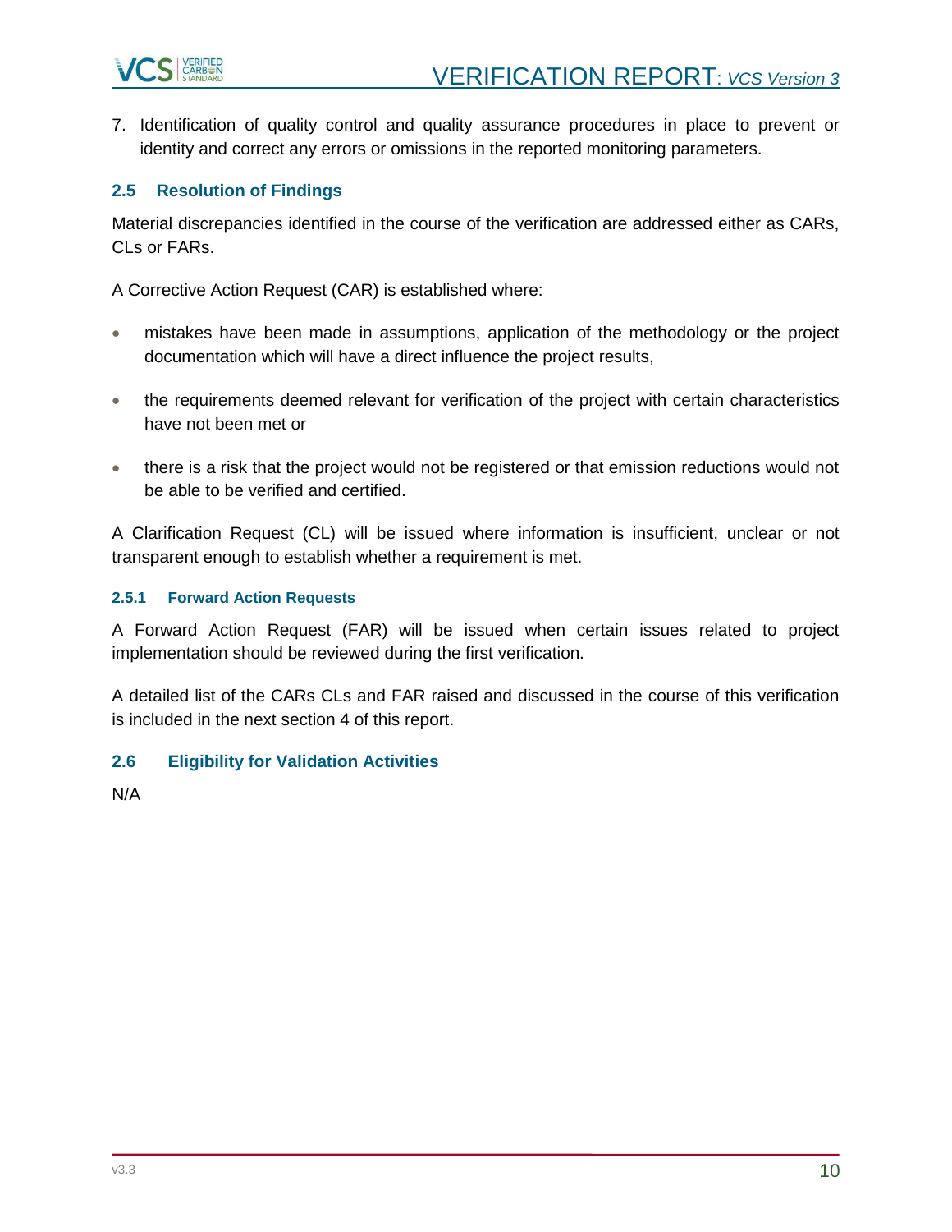7. Identification of quality control and quality assurance procedures in place to prevent or identity and correct any errors or omissions in the reported monitoring parameters.

## 2.5 Resolution of Findings

Material discrepancies identified in the course of the verification are addressed either as CARs, CLs or FARs.

A Corrective Action Request (CAR) is established where:

- mistakes have been made in assumptions, application of the methodology or the project documentation which will have a direct influence the project results,
- the requirements deemed relevant for verification of the project with certain characteristics have not been met or
- there is a risk that the project would not be registered or that emission reductions would not be able to be verified and certified.

A Clarification Request (CL) will be issued where information is insufficient, unclear or not transparent enough to establish whether a requirement is met.

### 2.5.1 Forward Action Requests

A Forward Action Request (FAR) will be issued when certain issues related to project implementation should be reviewed during the first verification.

A detailed list of the CARs CLs and FAR raised and discussed in the course of this verification is included in the next section 4 of this report.

## 2.6 Eligibility for Validation Activities

N/A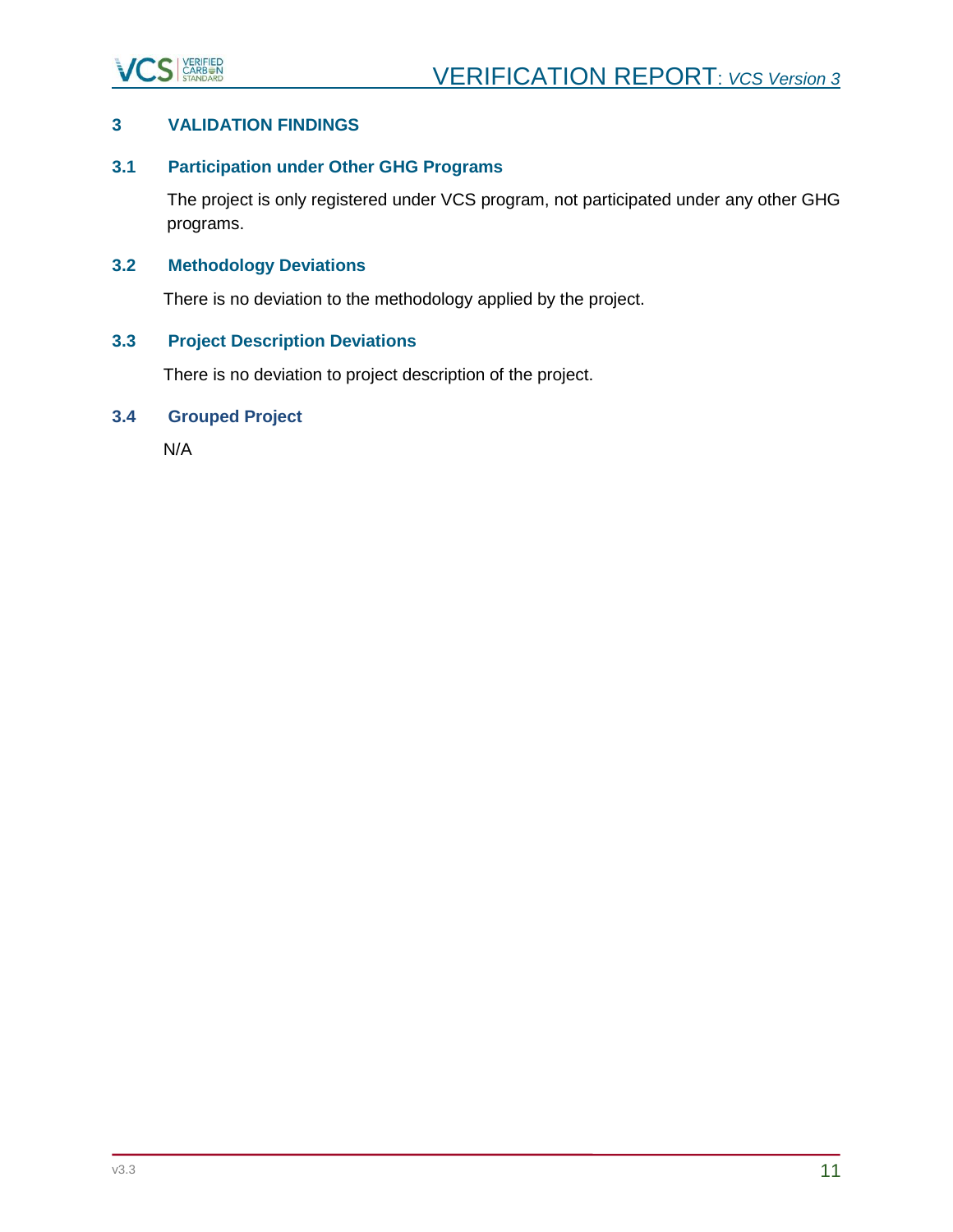# 3 VALIDATION FINDINGS

## 3.1 Participation under Other GHG Programs

The project is only registered under VCS program, not participated under any other GHG programs.

## 3.2 Methodology Deviations

There is no deviation to the methodology applied by the project.

## 3.3 Project Description Deviations

There is no deviation to project description of the project.

## 3.4 Grouped Project

N/A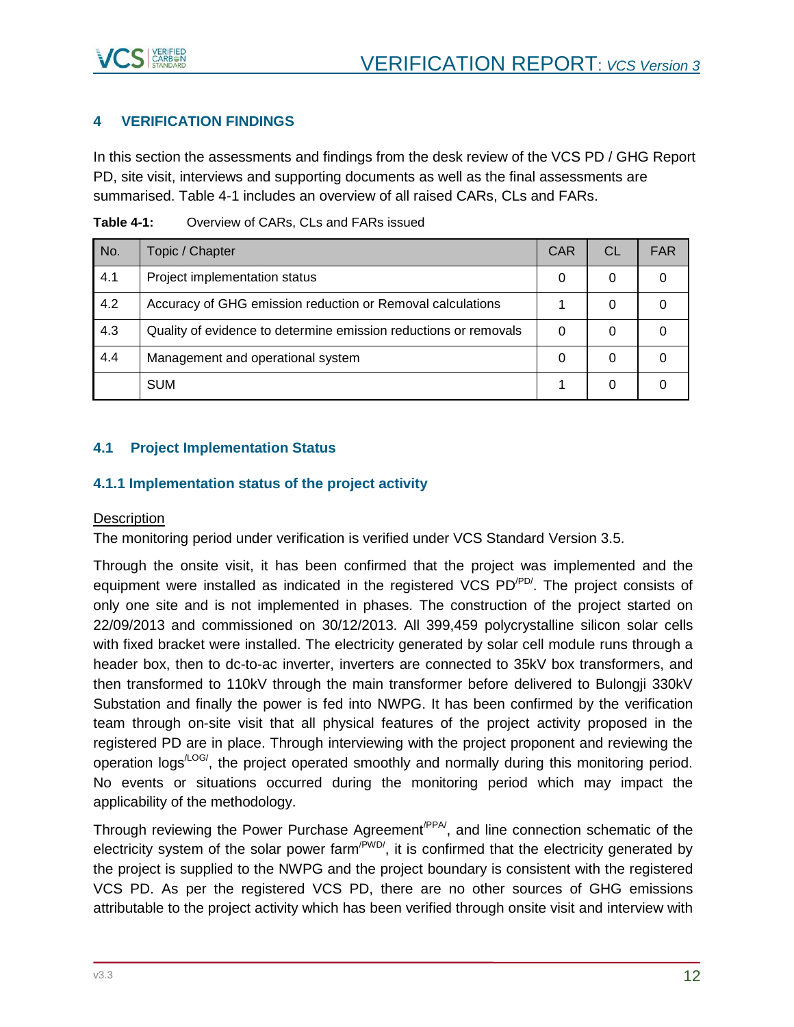## 4 VERIFICATION FINDINGS

In this section the assessments and findings from the desk review of the VCS PD / GHG Report PD, site visit, interviews and supporting documents as well as the final assessments are summarised. Table 4-1 includes an overview of all raised CARs, CLs and FARs.

**Table 4-1:** Overview of CARs, CLs and FARs issued

| No. | Topic / Chapter | CAR | CL | FAR |
|---|---|---|---|---|
| 4.1 | Project implementation status | 0 | 0 | 0 |
| 4.2 | Accuracy of GHG emission reduction or Removal calculations | 1 | 0 | 0 |
| 4.3 | Quality of evidence to determine emission reductions or removals | 0 | 0 | 0 |
| 4.4 | Management and operational system | 0 | 0 | 0 |
| | SUM | 1 | 0 | 0 |

### 4.1 Project Implementation Status

#### 4.1.1 Implementation status of the project activity

Description

The monitoring period under verification is verified under VCS Standard Version 3.5.

Through the onsite visit, it has been confirmed that the project was implemented and the equipment were installed as indicated in the registered VCS PD[/PD/]. The project consists of only one site and is not implemented in phases. The construction of the project started on 22/09/2013 and commissioned on 30/12/2013. All 399,459 polycrystalline silicon solar cells with fixed bracket were installed. The electricity generated by solar cell module runs through a header box, then to dc-to-ac inverter, inverters are connected to 35kV box transformers, and then transformed to 110kV through the main transformer before delivered to Bulongji 330kV Substation and finally the power is fed into NWPG. It has been confirmed by the verification team through on-site visit that all physical features of the project activity proposed in the registered PD are in place. Through interviewing with the project proponent and reviewing the operation logs[/LOG/], the project operated smoothly and normally during this monitoring period. No events or situations occurred during the monitoring period which may impact the applicability of the methodology.

Through reviewing the Power Purchase Agreement[/PPA/], and line connection schematic of the electricity system of the solar power farm[/PWD/], it is confirmed that the electricity generated by the project is supplied to the NWPG and the project boundary is consistent with the registered VCS PD. As per the registered VCS PD, there are no other sources of GHG emissions attributable to the project activity which has been verified through onsite visit and interview with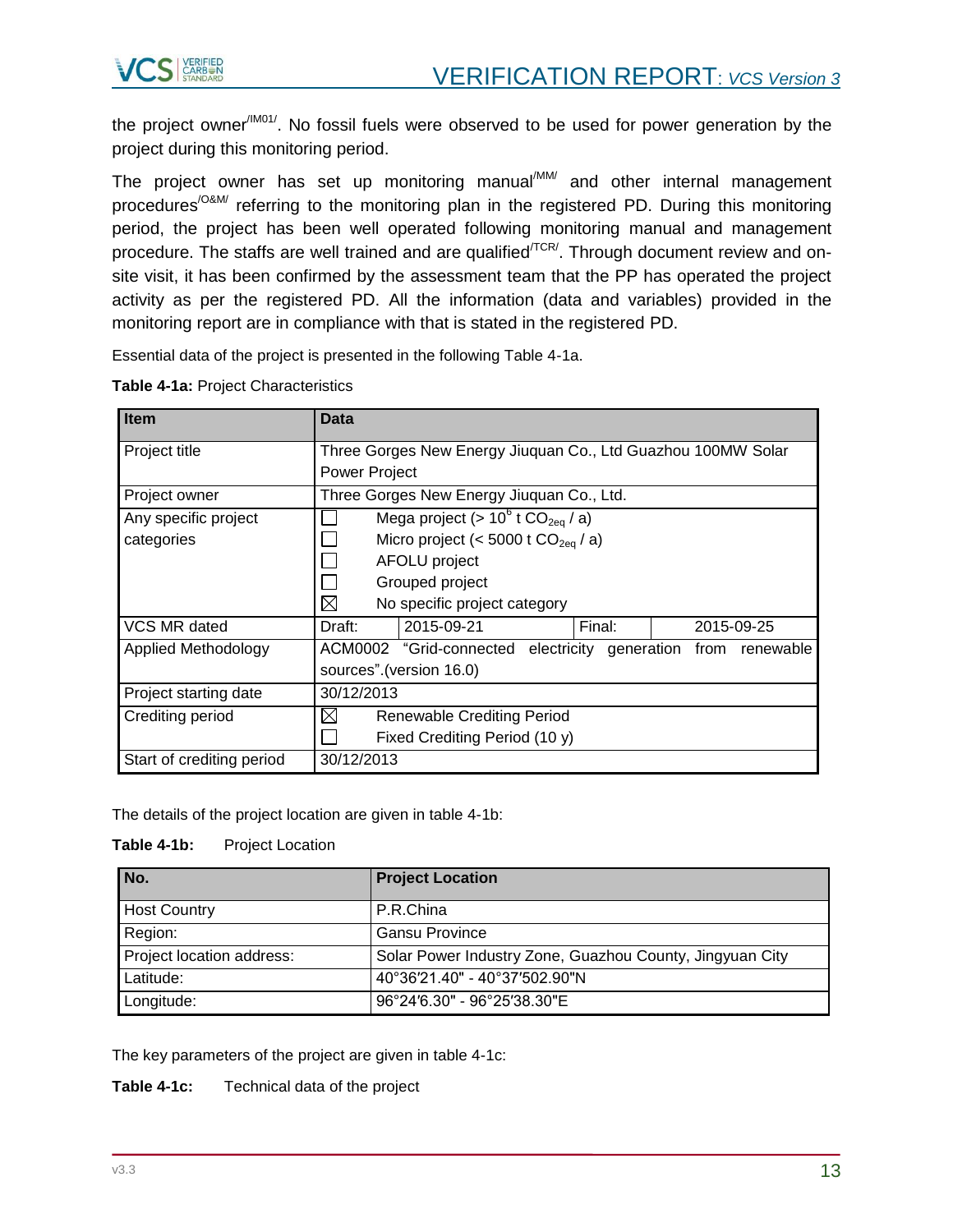the project owner[/IM01/]. No fossil fuels were observed to be used for power generation by the project during this monitoring period.

The project owner has set up monitoring manual[/MM/] and other internal management procedures[/O&M/] referring to the monitoring plan in the registered PD. During this monitoring period, the project has been well operated following monitoring manual and management procedure. The staffs are well trained and are qualified[/TCR/]. Through document review and on-site visit, it has been confirmed by the assessment team that the PP has operated the project activity as per the registered PD. All the information (data and variables) provided in the monitoring report are in compliance with that is stated in the registered PD.

Essential data of the project is presented in the following Table 4-1a.

**Table 4-1a:** Project Characteristics

| Item | Data | | | |
|---|---|---|---|---|
| Project title | Three Gorges New Energy Jiuquan Co., Ltd Guazhou 100MW Solar Power Project | | | |
| Project owner | Three Gorges New Energy Jiuquan Co., Ltd. | | | |
| Any specific project categories | ☐ Mega project (> $10^6$ t $CO_{2eq}$ / a)<br>☐ Micro project (< 5000 t $CO_{2eq}$ / a)<br>☐ AFOLU project<br>☐ Grouped project<br>☒ No specific project category | | | |
| VCS MR dated | Draft: | 2015-09-21 | Final: | 2015-09-25 |
| Applied Methodology | ACM0002 "Grid-connected electricity generation from renewable sources".(version 16.0) | | | |
| Project starting date | 30/12/2013 | | | |
| Crediting period | ☒ Renewable Crediting Period<br>☐ Fixed Crediting Period (10 y) | | | |
| Start of crediting period | 30/12/2013 | | | |

The details of the project location are given in table 4-1b:

**Table 4-1b:** Project Location

| No. | Project Location |
|---|---|
| Host Country | P.R.China |
| Region: | Gansu Province |
| Project location address: | Solar Power Industry Zone, Guazhou County, Jingyuan City |
| Latitude: | 40°36′21.40" - 40°37′502.90"N |
| Longitude: | 96°24′6.30" - 96°25′38.30"E |

The key parameters of the project are given in table 4-1c:

**Table 4-1c:** Technical data of the project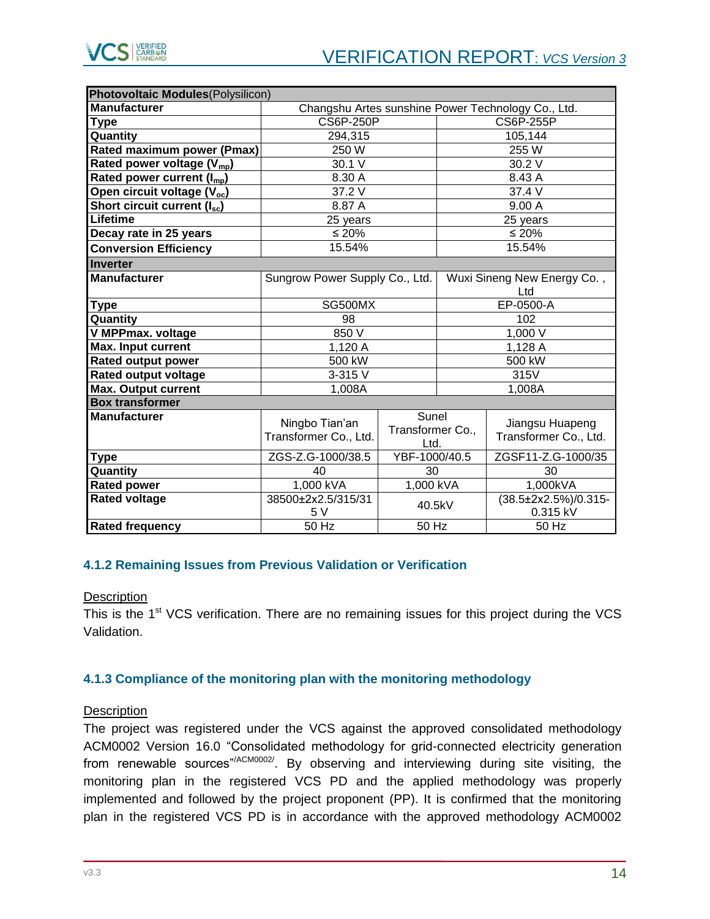| Photovoltaic Modules(Polysilicon) | | | |
|---|---|---|---|
| **Manufacturer** | Changshu Artes sunshine Power Technology Co., Ltd. | | |
| **Type** | CS6P-250P | | CS6P-255P |
| **Quantity** | 294,315 | | 105,144 |
| **Rated maximum power (Pmax)** | 250 W | | 255 W |
| **Rated power voltage ($V_{mp}$)** | 30.1 V | | 30.2 V |
| **Rated power current ($I_{mp}$)** | 8.30 A | | 8.43 A |
| **Open circuit voltage ($V_{oc}$)** | 37.2 V | | 37.4 V |
| **Short circuit current ($I_{sc}$)** | 8.87 A | | 9.00 A |
| **Lifetime** | 25 years | | 25 years |
| **Decay rate in 25 years** | ≤ 20% | | ≤ 20% |
| **Conversion Efficiency** | 15.54% | | 15.54% |
| **Inverter** | | | |
| **Manufacturer** | Sungrow Power Supply Co., Ltd. | | Wuxi Sineng New Energy Co. , Ltd |
| **Type** | SG500MX | | EP-0500-A |
| **Quantity** | 98 | | 102 |
| **V MPPmax. voltage** | 850 V | | 1,000 V |
| **Max. Input current** | 1,120 A | | 1,128 A |
| **Rated output power** | 500 kW | | 500 kW |
| **Rated output voltage** | 3-315 V | | 315V |
| **Max. Output current** | 1,008A | | 1,008A |
| **Box transformer** | | | |
| **Manufacturer** | Ningbo Tian'an Transformer Co., Ltd. | Sunel Transformer Co., Ltd. | Jiangsu Huapeng Transformer Co., Ltd. |
| **Type** | ZGS-Z.G-1000/38.5 | YBF-1000/40.5 | ZGSF11-Z.G-1000/35 |
| **Quantity** | 40 | 30 | 30 |
| **Rated power** | 1,000 kVA | 1,000 kVA | 1,000kVA |
| **Rated voltage** | 38500±2x2.5/315/315 V | 40.5kV | (38.5±2x2.5%)/0.315-0.315 kV |
| **Rated frequency** | 50 Hz | 50 Hz | 50 Hz |

### 4.1.2 Remaining Issues from Previous Validation or Verification

Description

This is the 1st VCS verification. There are no remaining issues for this project during the VCS Validation.

### 4.1.3 Compliance of the monitoring plan with the monitoring methodology

Description

The project was registered under the VCS against the approved consolidated methodology ACM0002 Version 16.0 "Consolidated methodology for grid-connected electricity generation from renewable sources"[/ACM0002/]. By observing and interviewing during site visiting, the monitoring plan in the registered VCS PD and the applied methodology was properly implemented and followed by the project proponent (PP). It is confirmed that the monitoring plan in the registered VCS PD is in accordance with the approved methodology ACM0002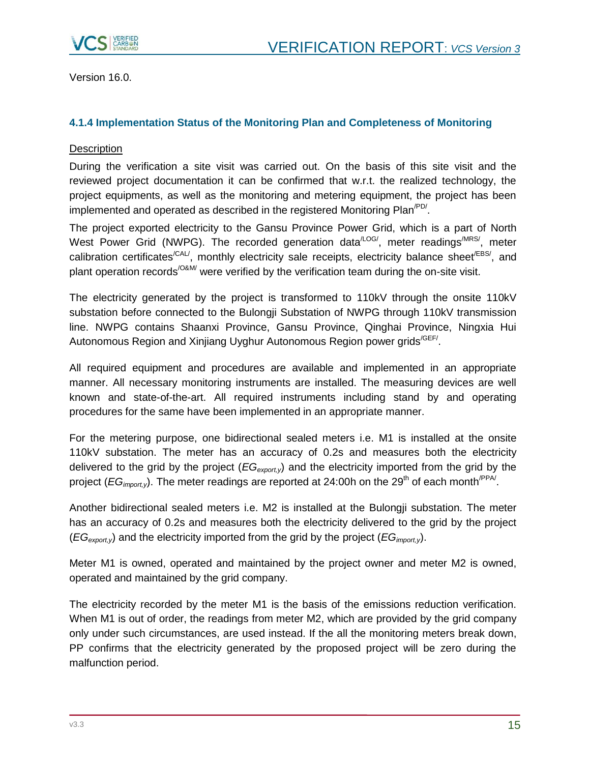Version 16.0.

### 4.1.4 Implementation Status of the Monitoring Plan and Completeness of Monitoring

Description

During the verification a site visit was carried out. On the basis of this site visit and the reviewed project documentation it can be confirmed that w.r.t. the realized technology, the project equipments, as well as the monitoring and metering equipment, the project has been implemented and operated as described in the registered Monitoring Plan[/PD/].

The project exported electricity to the Gansu Province Power Grid, which is a part of North West Power Grid (NWPG). The recorded generation data[/LOG/], meter readings[/MRS/], meter calibration certificates[/CAL/], monthly electricity sale receipts, electricity balance sheet[/EBS/], and plant operation records[/O&M/] were verified by the verification team during the on-site visit.

The electricity generated by the project is transformed to 110kV through the onsite 110kV substation before connected to the Bulongji Substation of NWPG through 110kV transmission line. NWPG contains Shaanxi Province, Gansu Province, Qinghai Province, Ningxia Hui Autonomous Region and Xinjiang Uyghur Autonomous Region power grids[/GEF/].

All required equipment and procedures are available and implemented in an appropriate manner. All necessary monitoring instruments are installed. The measuring devices are well known and state-of-the-art. All required instruments including stand by and operating procedures for the same have been implemented in an appropriate manner.

For the metering purpose, one bidirectional sealed meters i.e. M1 is installed at the onsite 110kV substation. The meter has an accuracy of 0.2s and measures both the electricity delivered to the grid by the project ($EG_{export,y}$) and the electricity imported from the grid by the project ($EG_{import,y}$). The meter readings are reported at 24:00h on the 29th of each month[/PPA/].

Another bidirectional sealed meters i.e. M2 is installed at the Bulongji substation. The meter has an accuracy of 0.2s and measures both the electricity delivered to the grid by the project ($EG_{export,y}$) and the electricity imported from the grid by the project ($EG_{import,y}$).

Meter M1 is owned, operated and maintained by the project owner and meter M2 is owned, operated and maintained by the grid company.

The electricity recorded by the meter M1 is the basis of the emissions reduction verification. When M1 is out of order, the readings from meter M2, which are provided by the grid company only under such circumstances, are used instead. If the all the monitoring meters break down, PP confirms that the electricity generated by the proposed project will be zero during the malfunction period.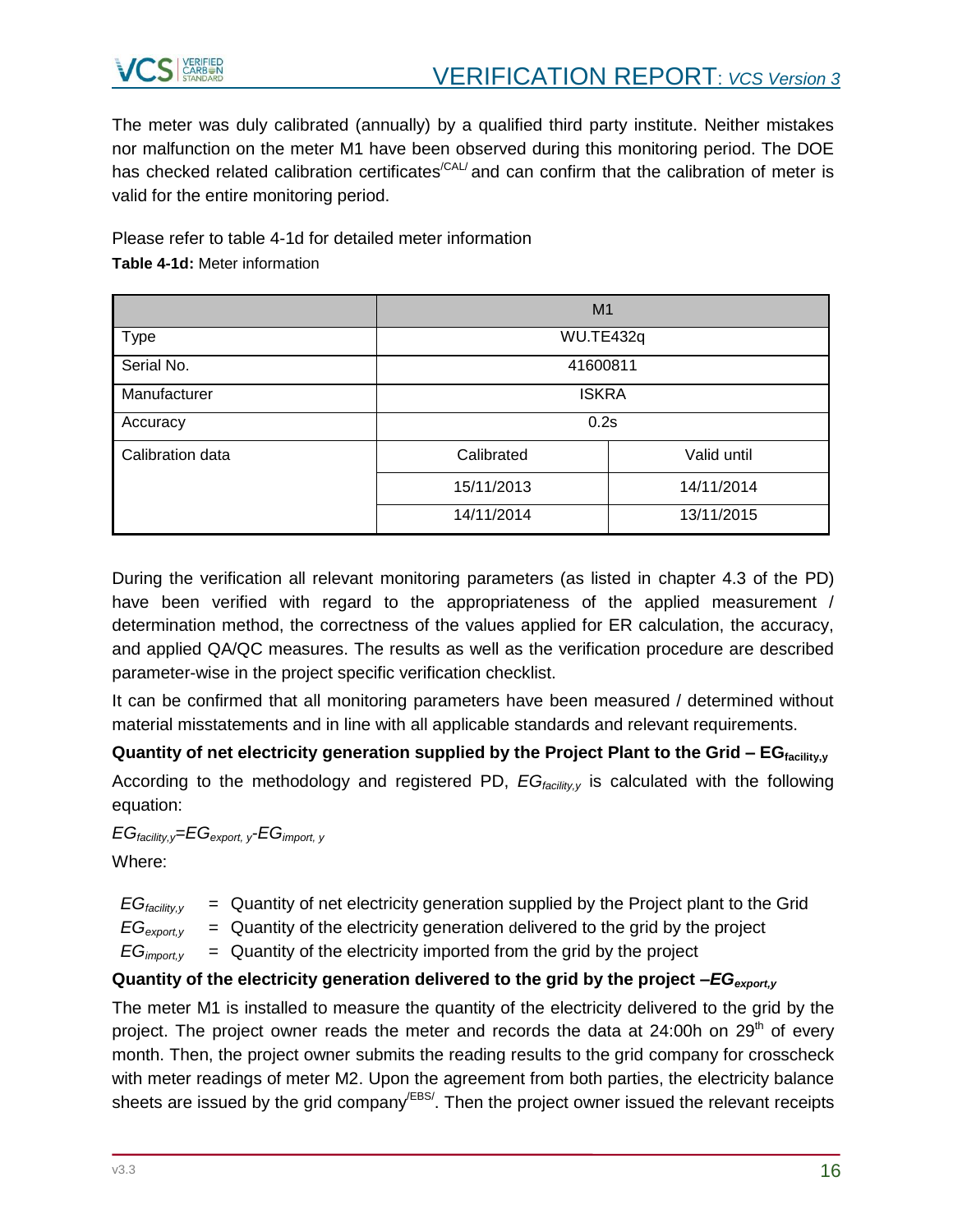The meter was duly calibrated (annually) by a qualified third party institute. Neither mistakes nor malfunction on the meter M1 have been observed during this monitoring period. The DOE has checked related calibration certificates[/CAL/] and can confirm that the calibration of meter is valid for the entire monitoring period.

Please refer to table 4-1d for detailed meter information

**Table 4-1d:** Meter information

| | M1 | |
|---|---|---|
| Type | WU.TE432q | |
| Serial No. | 41600811 | |
| Manufacturer | ISKRA | |
| Accuracy | 0.2s | |
| Calibration data | Calibrated | Valid until |
| | 15/11/2013 | 14/11/2014 |
| | 14/11/2014 | 13/11/2015 |

During the verification all relevant monitoring parameters (as listed in chapter 4.3 of the PD) have been verified with regard to the appropriateness of the applied measurement / determination method, the correctness of the values applied for ER calculation, the accuracy, and applied QA/QC measures. The results as well as the verification procedure are described parameter-wise in the project specific verification checklist.

It can be confirmed that all monitoring parameters have been measured / determined without material misstatements and in line with all applicable standards and relevant requirements.

**Quantity of net electricity generation supplied by the Project Plant to the Grid – $EG_{facility,y}$**

According to the methodology and registered PD, $EG_{facility,y}$ is calculated with the following equation:

$EG_{facility,y}=EG_{export,\,y}-EG_{import,\,y}$

Where:

$EG_{facility,y}$ = Quantity of net electricity generation supplied by the Project plant to the Grid

$EG_{export,y}$ = Quantity of the electricity generation delivered to the grid by the project

$EG_{import,y}$ = Quantity of the electricity imported from the grid by the project

**Quantity of the electricity generation delivered to the grid by the project –$EG_{export,y}$**

The meter M1 is installed to measure the quantity of the electricity delivered to the grid by the project. The project owner reads the meter and records the data at 24:00h on 29$^{th}$ of every month. Then, the project owner submits the reading results to the grid company for crosscheck with meter readings of meter M2. Upon the agreement from both parties, the electricity balance sheets are issued by the grid company[/EBS/]. Then the project owner issued the relevant receipts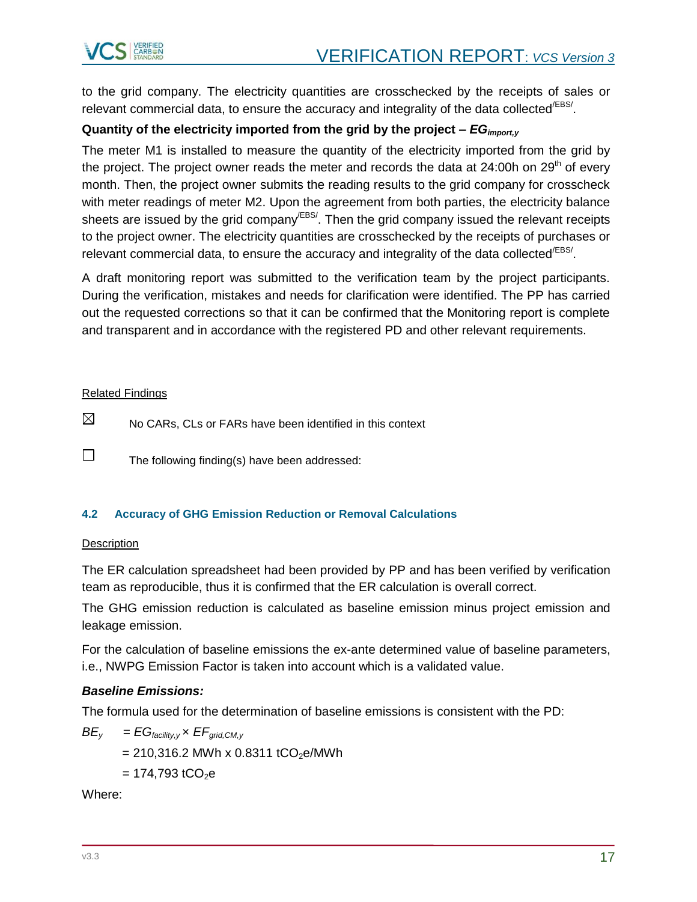to the grid company. The electricity quantities are crosschecked by the receipts of sales or relevant commercial data, to ensure the accuracy and integrality of the data collected/EBS/.

**Quantity of the electricity imported from the grid by the project – $EG_{import,y}$**

The meter M1 is installed to measure the quantity of the electricity imported from the grid by the project. The project owner reads the meter and records the data at 24:00h on 29th of every month. Then, the project owner submits the reading results to the grid company for crosscheck with meter readings of meter M2. Upon the agreement from both parties, the electricity balance sheets are issued by the grid company/EBS/. Then the grid company issued the relevant receipts to the project owner. The electricity quantities are crosschecked by the receipts of purchases or relevant commercial data, to ensure the accuracy and integrality of the data collected/EBS/.

A draft monitoring report was submitted to the verification team by the project participants. During the verification, mistakes and needs for clarification were identified. The PP has carried out the requested corrections so that it can be confirmed that the Monitoring report is complete and transparent and in accordance with the registered PD and other relevant requirements.

Related Findings

☒ No CARs, CLs or FARs have been identified in this context

☐ The following finding(s) have been addressed:

### 4.2 Accuracy of GHG Emission Reduction or Removal Calculations

Description

The ER calculation spreadsheet had been provided by PP and has been verified by verification team as reproducible, thus it is confirmed that the ER calculation is overall correct.

The GHG emission reduction is calculated as baseline emission minus project emission and leakage emission.

For the calculation of baseline emissions the ex-ante determined value of baseline parameters, i.e., NWPG Emission Factor is taken into account which is a validated value.

***Baseline Emissions:***

The formula used for the determination of baseline emissions is consistent with the PD:

$$BE_y = EG_{facility,y} \times EF_{grid,CM,y}$$

$$= 210{,}316.2 \text{ MWh} \times 0.8311 \text{ tCO}_2\text{e/MWh}$$

$$= 174{,}793 \text{ tCO}_2\text{e}$$

Where: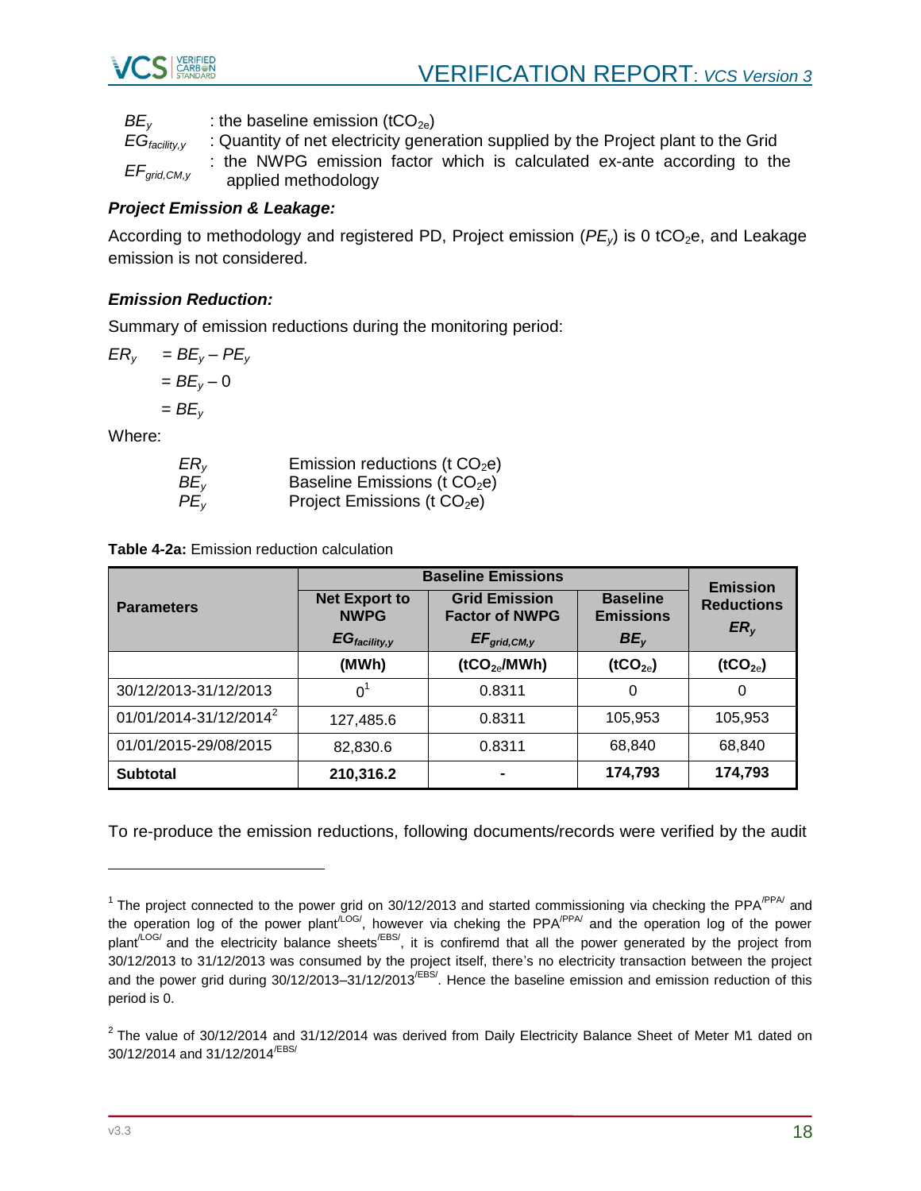| | |
|---|---|
| $BE_y$ | : the baseline emission ($tCO_{2e}$) |
| $EG_{facility,y}$ | : Quantity of net electricity generation supplied by the Project plant to the Grid |
| $EF_{grid,CM,y}$ | : the NWPG emission factor which is calculated ex-ante according to the applied methodology |

***Project Emission & Leakage:***

According to methodology and registered PD, Project emission ($PE_y$) is 0 $tCO_2e$, and Leakage emission is not considered.

***Emission Reduction:***

Summary of emission reductions during the monitoring period:

$$
\begin{aligned}
ER_y &= BE_y - PE_y \\
&= BE_y - 0 \\
&= BE_y
\end{aligned}
$$

Where:

| | |
|---|---|
| $ER_y$ | Emission reductions (t $CO_2$e) |
| $BE_y$ | Baseline Emissions (t $CO_2$e) |
| $PE_y$ | Project Emissions (t $CO_2$e) |

**Table 4-2a:** Emission reduction calculation

| Parameters | Baseline Emissions | | | Emission Reductions $ER_y$ |
|---|---|---|---|---|
| | Net Export to NWPG $EG_{facility,y}$ | Grid Emission Factor of NWPG $EF_{grid,CM,y}$ | Baseline Emissions $BE_y$ | |
| | **(MWh)** | **($tCO_{2e}$/MWh)** | **($tCO_{2e}$)** | **($tCO_{2e}$)** |
| 30/12/2013-31/12/2013 | 0[1] | 0.8311 | 0 | 0 |
| 01/01/2014-31/12/2014[2] | 127,485.6 | 0.8311 | 105,953 | 105,953 |
| 01/01/2015-29/08/2015 | 82,830.6 | 0.8311 | 68,840 | 68,840 |
| **Subtotal** | **210,316.2** | **-** | **174,793** | **174,793** |

To re-produce the emission reductions, following documents/records were verified by the audit

---

[1] The project connected to the power grid on 30/12/2013 and started commissioning via checking the PPA/PPA/ and the operation log of the power plant/LOG/, however via cheking the PPA/PPA/ and the operation log of the power plant/LOG/ and the electricity balance sheets/EBS/, it is confiremd that all the power generated by the project from 30/12/2013 to 31/12/2013 was consumed by the project itself, there's no electricity transaction between the project and the power grid during 30/12/2013–31/12/2013/EBS/. Hence the baseline emission and emission reduction of this period is 0.

[2] The value of 30/12/2014 and 31/12/2014 was derived from Daily Electricity Balance Sheet of Meter M1 dated on 30/12/2014 and 31/12/2014/EBS/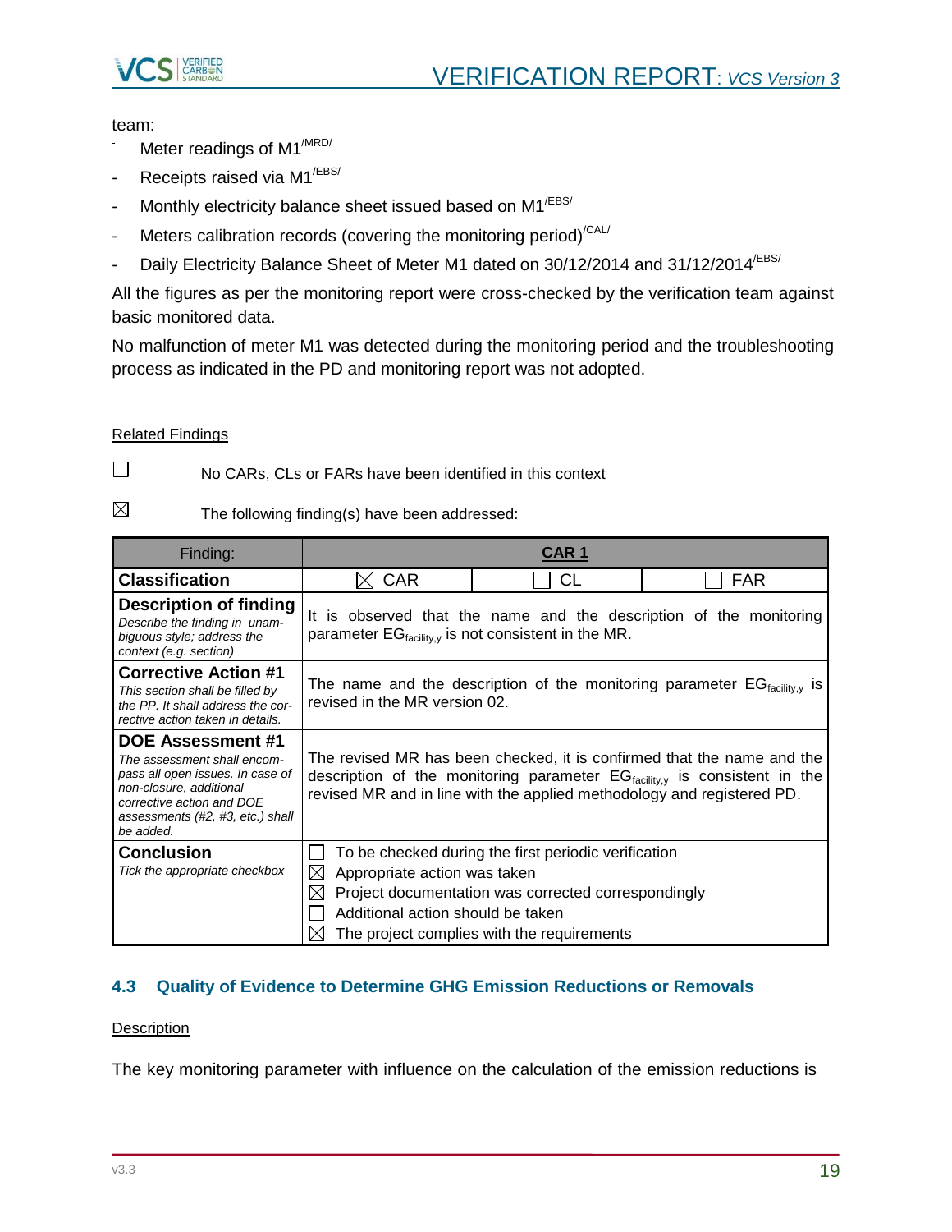team:

- Meter readings of M1 /MRD/
- Receipts raised via M1 /EBS/
- Monthly electricity balance sheet issued based on M1 /EBS/
- Meters calibration records (covering the monitoring period) /CAL/
- Daily Electricity Balance Sheet of Meter M1 dated on 30/12/2014 and 31/12/2014 /EBS/

All the figures as per the monitoring report were cross-checked by the verification team against basic monitored data.

No malfunction of meter M1 was detected during the monitoring period and the troubleshooting process as indicated in the PD and monitoring report was not adopted.

Related Findings

☐ No CARs, CLs or FARs have been identified in this context

☒ The following finding(s) have been addressed:

| Finding: | **CAR 1** | | |
|---|---|---|---|
| **Classification** | ☒ CAR | ☐ CL | ☐ FAR |
| **Description of finding** *Describe the finding in unambiguous style; address the context (e.g. section)* | It is observed that the name and the description of the monitoring parameter $EG_{facility,y}$ is not consistent in the MR. | | |
| **Corrective Action #1** *This section shall be filled by the PP. It shall address the corrective action taken in details.* | The name and the description of the monitoring parameter $EG_{facility,y}$ is revised in the MR version 02. | | |
| **DOE Assessment #1** *The assessment shall encompass all open issues. In case of non-closure, additional corrective action and DOE assessments (#2, #3, etc.) shall be added.* | The revised MR has been checked, it is confirmed that the name and the description of the monitoring parameter $EG_{facility,y}$ is consistent in the revised MR and in line with the applied methodology and registered PD. | | |
| **Conclusion** *Tick the appropriate checkbox* | ☐ To be checked during the first periodic verification<br>☒ Appropriate action was taken<br>☒ Project documentation was corrected correspondingly<br>☐ Additional action should be taken<br>☒ The project complies with the requirements | | |

### 4.3 Quality of Evidence to Determine GHG Emission Reductions or Removals

Description

The key monitoring parameter with influence on the calculation of the emission reductions is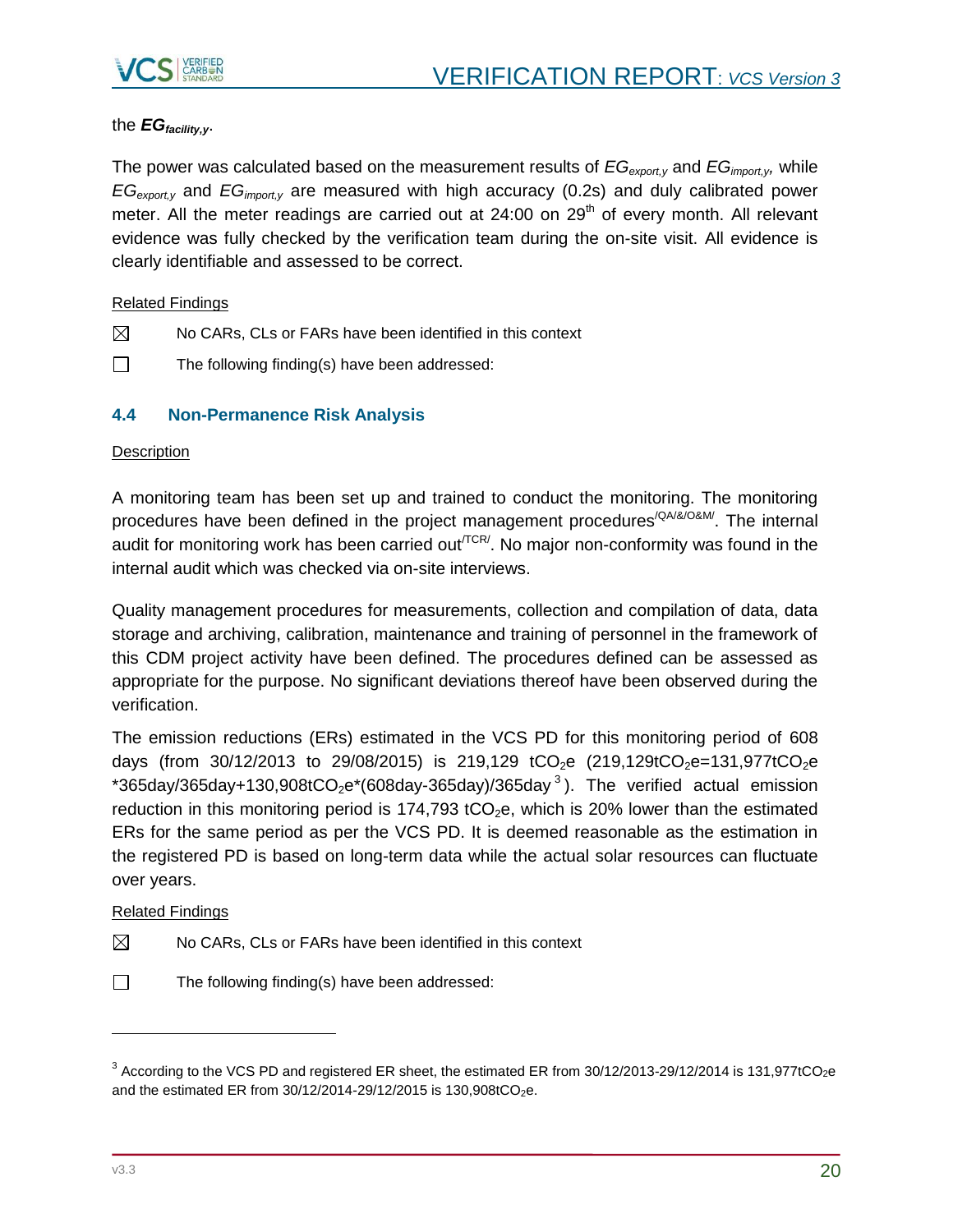the $EG_{facility,y}$.

The power was calculated based on the measurement results of $EG_{export,y}$ and $EG_{import,y}$, while $EG_{export,y}$ and $EG_{import,y}$ are measured with high accuracy (0.2s) and duly calibrated power meter. All the meter readings are carried out at 24:00 on 29th of every month. All relevant evidence was fully checked by the verification team during the on-site visit. All evidence is clearly identifiable and assessed to be correct.

Related Findings

☒ No CARs, CLs or FARs have been identified in this context

☐ The following finding(s) have been addressed:

### 4.4 Non-Permanence Risk Analysis

Description

A monitoring team has been set up and trained to conduct the monitoring. The monitoring procedures have been defined in the project management procedures[/QA/&/O&M/]. The internal audit for monitoring work has been carried out[/TCR/]. No major non-conformity was found in the internal audit which was checked via on-site interviews.

Quality management procedures for measurements, collection and compilation of data, data storage and archiving, calibration, maintenance and training of personnel in the framework of this CDM project activity have been defined. The procedures defined can be assessed as appropriate for the purpose. No significant deviations thereof have been observed during the verification.

The emission reductions (ERs) estimated in the VCS PD for this monitoring period of 608 days (from 30/12/2013 to 29/08/2015) is 219,129 $tCO_2e$ (219,129$tCO_2e$=131,977$tCO_2e$ *365day/365day+130,908$tCO_2e$*(608day-365day)/365day[3]). The verified actual emission reduction in this monitoring period is 174,793 $tCO_2e$, which is 20% lower than the estimated ERs for the same period as per the VCS PD. It is deemed reasonable as the estimation in the registered PD is based on long-term data while the actual solar resources can fluctuate over years.

Related Findings

☒ No CARs, CLs or FARs have been identified in this context

☐ The following finding(s) have been addressed:

---

[3] According to the VCS PD and registered ER sheet, the estimated ER from 30/12/2013-29/12/2014 is 131,977$tCO_2e$ and the estimated ER from 30/12/2014-29/12/2015 is 130,908$tCO_2e$.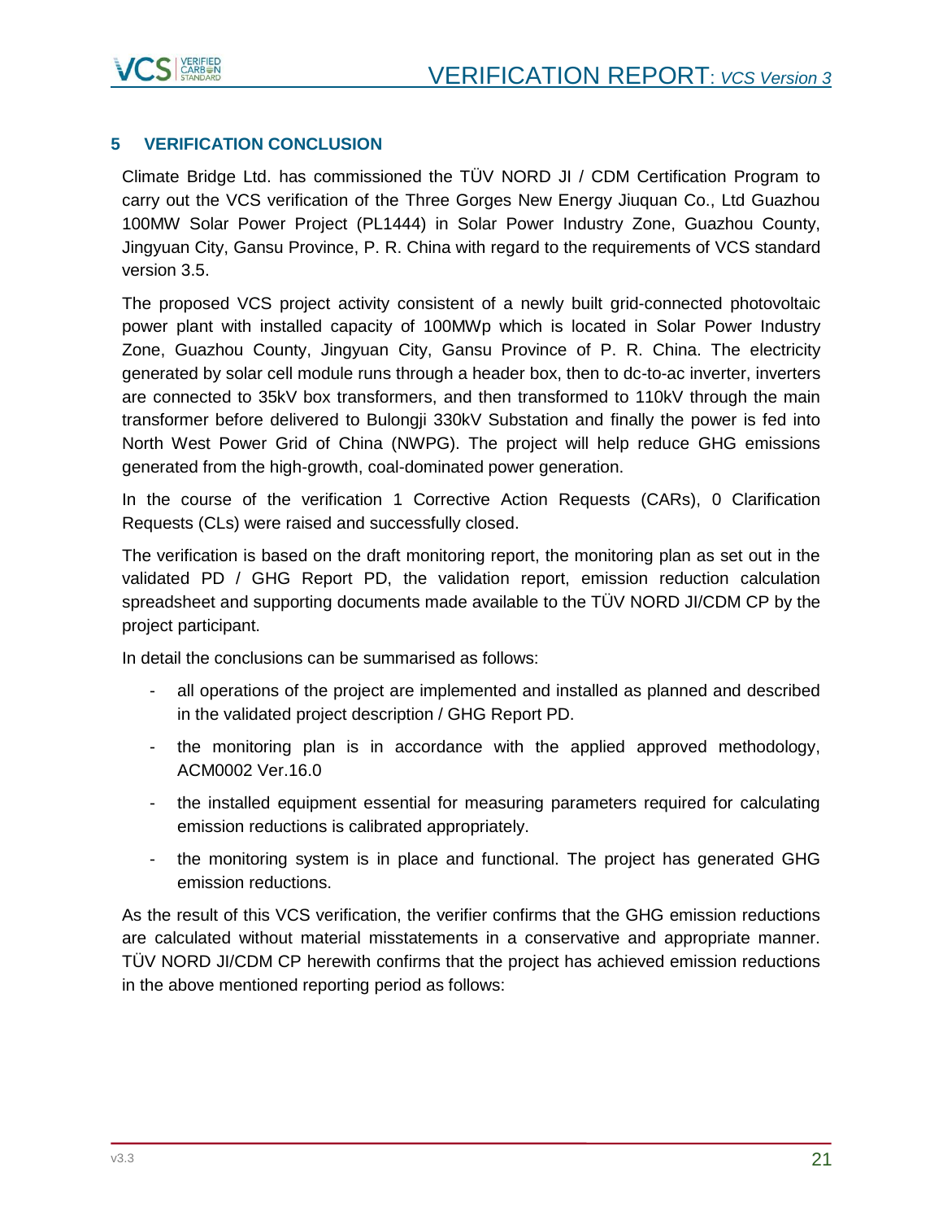## 5 VERIFICATION CONCLUSION

Climate Bridge Ltd. has commissioned the TÜV NORD JI / CDM Certification Program to carry out the VCS verification of the Three Gorges New Energy Jiuquan Co., Ltd Guazhou 100MW Solar Power Project (PL1444) in Solar Power Industry Zone, Guazhou County, Jingyuan City, Gansu Province, P. R. China with regard to the requirements of VCS standard version 3.5.

The proposed VCS project activity consistent of a newly built grid-connected photovoltaic power plant with installed capacity of 100MWp which is located in Solar Power Industry Zone, Guazhou County, Jingyuan City, Gansu Province of P. R. China. The electricity generated by solar cell module runs through a header box, then to dc-to-ac inverter, inverters are connected to 35kV box transformers, and then transformed to 110kV through the main transformer before delivered to Bulongji 330kV Substation and finally the power is fed into North West Power Grid of China (NWPG). The project will help reduce GHG emissions generated from the high-growth, coal-dominated power generation.

In the course of the verification 1 Corrective Action Requests (CARs), 0 Clarification Requests (CLs) were raised and successfully closed.

The verification is based on the draft monitoring report, the monitoring plan as set out in the validated PD / GHG Report PD, the validation report, emission reduction calculation spreadsheet and supporting documents made available to the TÜV NORD JI/CDM CP by the project participant.

In detail the conclusions can be summarised as follows:

- all operations of the project are implemented and installed as planned and described in the validated project description / GHG Report PD.
- the monitoring plan is in accordance with the applied approved methodology, ACM0002 Ver.16.0
- the installed equipment essential for measuring parameters required for calculating emission reductions is calibrated appropriately.
- the monitoring system is in place and functional. The project has generated GHG emission reductions.

As the result of this VCS verification, the verifier confirms that the GHG emission reductions are calculated without material misstatements in a conservative and appropriate manner. TÜV NORD JI/CDM CP herewith confirms that the project has achieved emission reductions in the above mentioned reporting period as follows: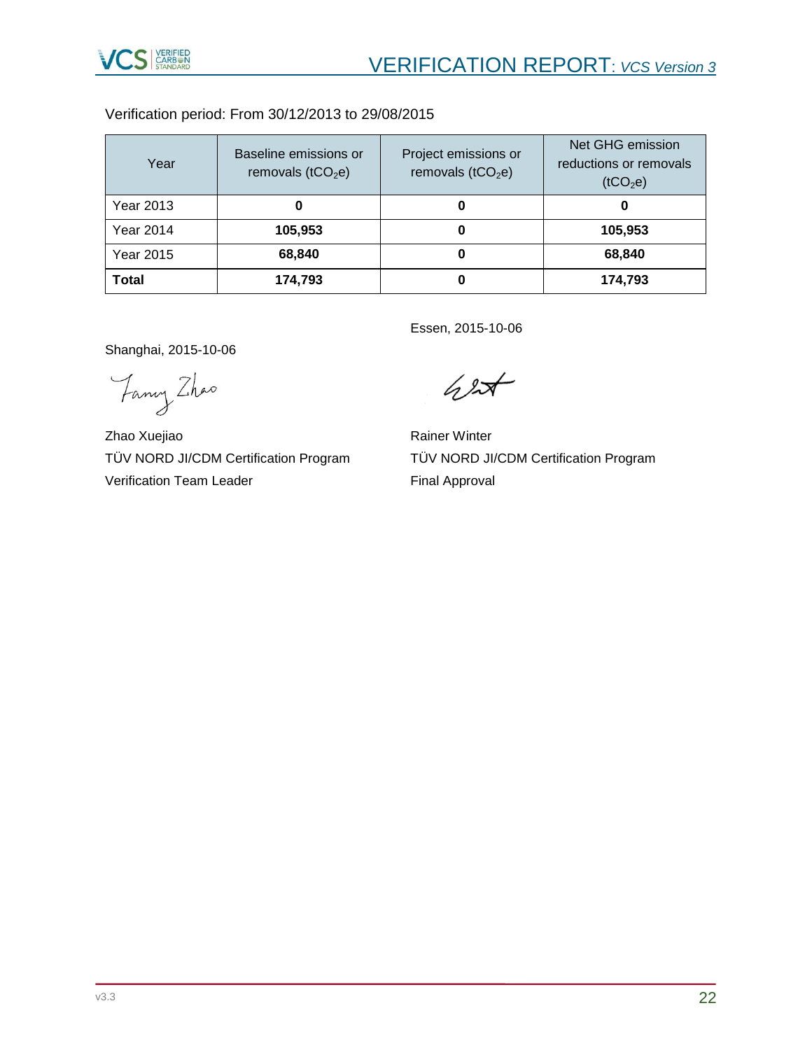Verification period: From 30/12/2013 to 29/08/2015

| Year | Baseline emissions or removals ($tCO_2e$) | Project emissions or removals ($tCO_2e$) | Net GHG emission reductions or removals ($tCO_2e$) |
|---|---|---|---|
| Year 2013 | **0** | **0** | **0** |
| Year 2014 | **105,953** | **0** | **105,953** |
| Year 2015 | **68,840** | **0** | **68,840** |
| **Total** | **174,793** | **0** | **174,793** |

Shanghai, 2015-10-06

Zhao Xuejiao
TÜV NORD JI/CDM Certification Program
Verification Team Leader

Essen, 2015-10-06

Rainer Winter
TÜV NORD JI/CDM Certification Program
Final Approval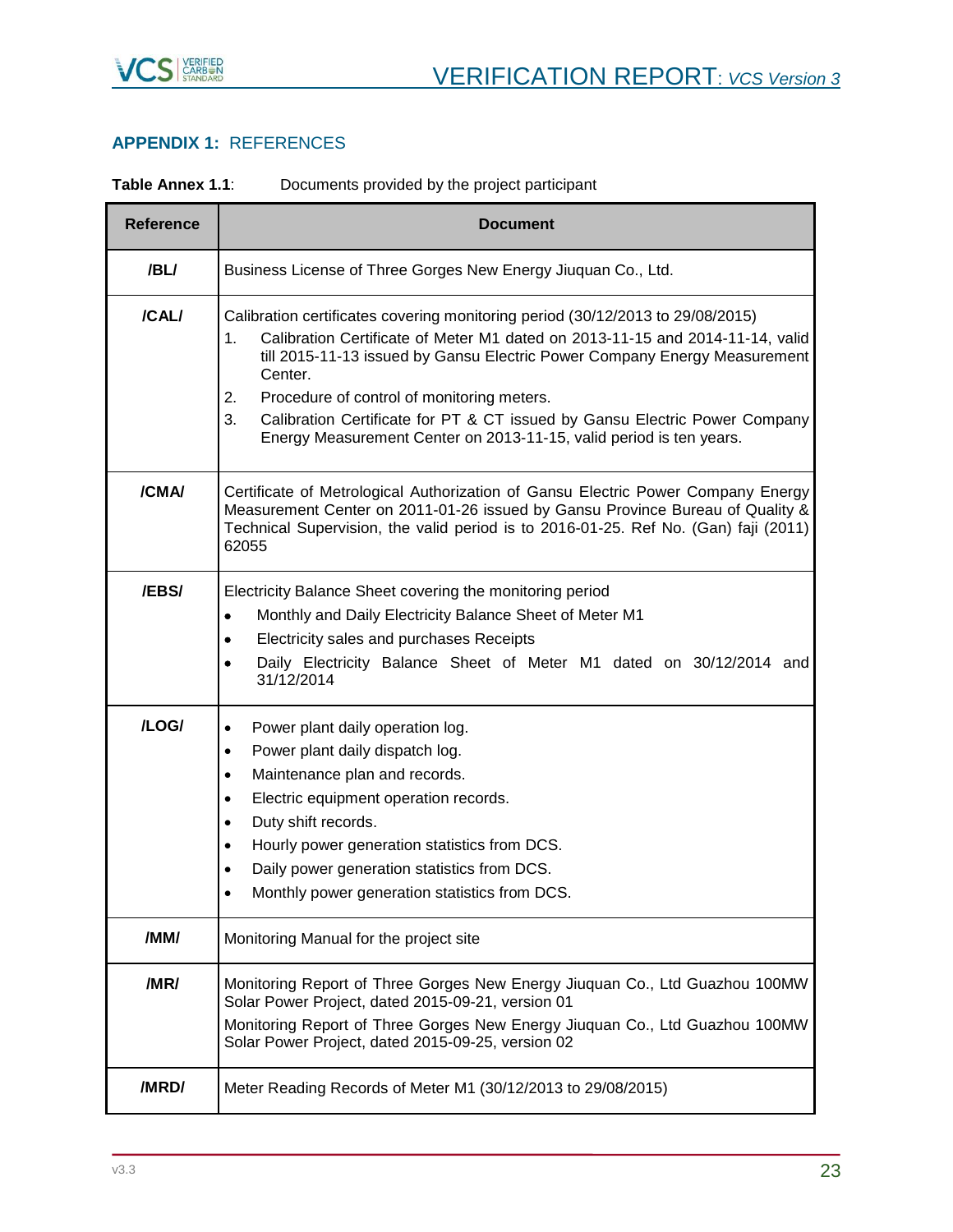## APPENDIX 1: REFERENCES

**Table Annex 1.1**: Documents provided by the project participant

| Reference | Document |
|---|---|
| /BL/ | Business License of Three Gorges New Energy Jiuquan Co., Ltd. |
| /CAL/ | Calibration certificates covering monitoring period (30/12/2013 to 29/08/2015)<br>1. Calibration Certificate of Meter M1 dated on 2013-11-15 and 2014-11-14, valid till 2015-11-13 issued by Gansu Electric Power Company Energy Measurement Center.<br>2. Procedure of control of monitoring meters.<br>3. Calibration Certificate for PT & CT issued by Gansu Electric Power Company Energy Measurement Center on 2013-11-15, valid period is ten years. |
| /CMA/ | Certificate of Metrological Authorization of Gansu Electric Power Company Energy Measurement Center on 2011-01-26 issued by Gansu Province Bureau of Quality & Technical Supervision, the valid period is to 2016-01-25. Ref No. (Gan) faji (2011) 62055 |
| /EBS/ | Electricity Balance Sheet covering the monitoring period<br>• Monthly and Daily Electricity Balance Sheet of Meter M1<br>• Electricity sales and purchases Receipts<br>• Daily Electricity Balance Sheet of Meter M1 dated on 30/12/2014 and 31/12/2014 |
| /LOG/ | • Power plant daily operation log.<br>• Power plant daily dispatch log.<br>• Maintenance plan and records.<br>• Electric equipment operation records.<br>• Duty shift records.<br>• Hourly power generation statistics from DCS.<br>• Daily power generation statistics from DCS.<br>• Monthly power generation statistics from DCS. |
| /MM/ | Monitoring Manual for the project site |
| /MR/ | Monitoring Report of Three Gorges New Energy Jiuquan Co., Ltd Guazhou 100MW Solar Power Project, dated 2015-09-21, version 01<br>Monitoring Report of Three Gorges New Energy Jiuquan Co., Ltd Guazhou 100MW Solar Power Project, dated 2015-09-25, version 02 |
| /MRD/ | Meter Reading Records of Meter M1 (30/12/2013 to 29/08/2015) |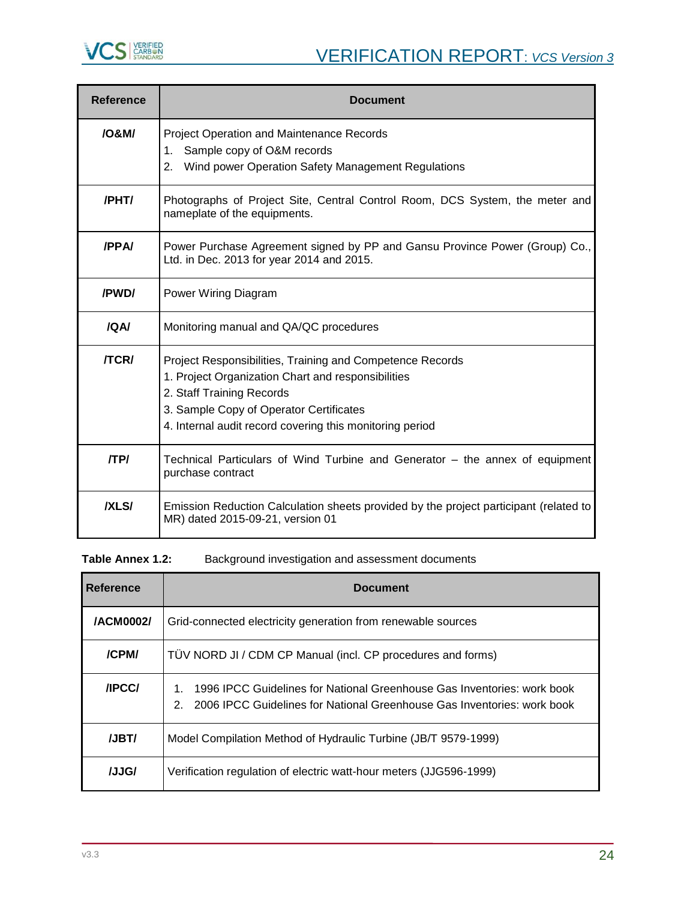| Reference | Document |
|---|---|
| /O&M/ | Project Operation and Maintenance Records<br>1. Sample copy of O&M records<br>2. Wind power Operation Safety Management Regulations |
| /PHT/ | Photographs of Project Site, Central Control Room, DCS System, the meter and nameplate of the equipments. |
| /PPA/ | Power Purchase Agreement signed by PP and Gansu Province Power (Group) Co., Ltd. in Dec. 2013 for year 2014 and 2015. |
| /PWD/ | Power Wiring Diagram |
| /QA/ | Monitoring manual and QA/QC procedures |
| /TCR/ | Project Responsibilities, Training and Competence Records<br>1. Project Organization Chart and responsibilities<br>2. Staff Training Records<br>3. Sample Copy of Operator Certificates<br>4. Internal audit record covering this monitoring period |
| /TP/ | Technical Particulars of Wind Turbine and Generator – the annex of equipment purchase contract |
| /XLS/ | Emission Reduction Calculation sheets provided by the project participant (related to MR) dated 2015-09-21, version 01 |

**Table Annex 1.2:** Background investigation and assessment documents

| Reference | Document |
|---|---|
| /ACM0002/ | Grid-connected electricity generation from renewable sources |
| /CPM/ | TÜV NORD JI / CDM CP Manual (incl. CP procedures and forms) |
| /IPCC/ | 1. 1996 IPCC Guidelines for National Greenhouse Gas Inventories: work book<br>2. 2006 IPCC Guidelines for National Greenhouse Gas Inventories: work book |
| /JBT/ | Model Compilation Method of Hydraulic Turbine (JB/T 9579-1999) |
| /JJG/ | Verification regulation of electric watt-hour meters (JJG596-1999) |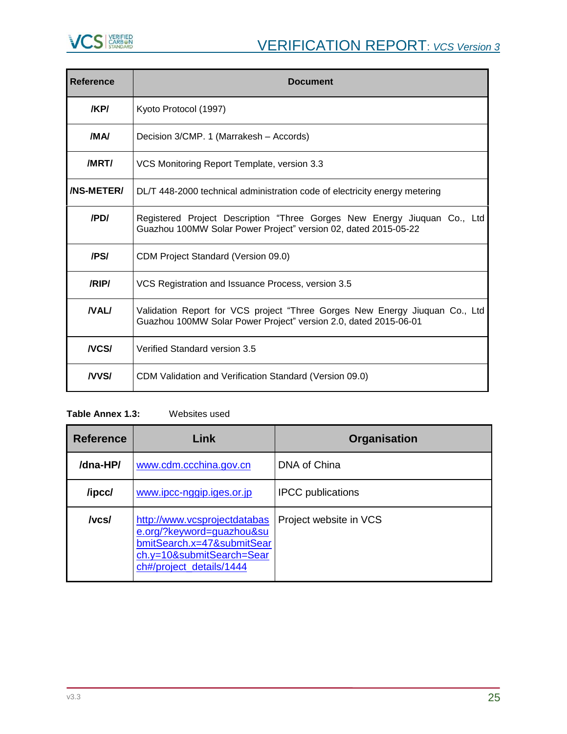| Reference | Document |
|---|---|
| /KP/ | Kyoto Protocol (1997) |
| /MA/ | Decision 3/CMP. 1 (Marrakesh – Accords) |
| /MRT/ | VCS Monitoring Report Template, version 3.3 |
| /NS-METER/ | DL/T 448-2000 technical administration code of electricity energy metering |
| /PD/ | Registered Project Description “Three Gorges New Energy Jiuquan Co., Ltd Guazhou 100MW Solar Power Project” version 02, dated 2015-05-22 |
| /PS/ | CDM Project Standard (Version 09.0) |
| /RIP/ | VCS Registration and Issuance Process, version 3.5 |
| /VAL/ | Validation Report for VCS project “Three Gorges New Energy Jiuquan Co., Ltd Guazhou 100MW Solar Power Project” version 2.0, dated 2015-06-01 |
| /VCS/ | Verified Standard version 3.5 |
| /VVS/ | CDM Validation and Verification Standard (Version 09.0) |

**Table Annex 1.3:** Websites used

| Reference | Link | Organisation |
|---|---|---|
| /dna-HP/ | www.cdm.ccchina.gov.cn | DNA of China |
| /ipcc/ | www.ipcc-nggip.iges.or.jp | IPCC publications |
| /vcs/ | http://www.vcsprojectdatabase.org/?keyword=guazhou&submitSearch.x=47&submitSearch.y=10&submitSearch=Search#/project_details/1444 | Project website in VCS |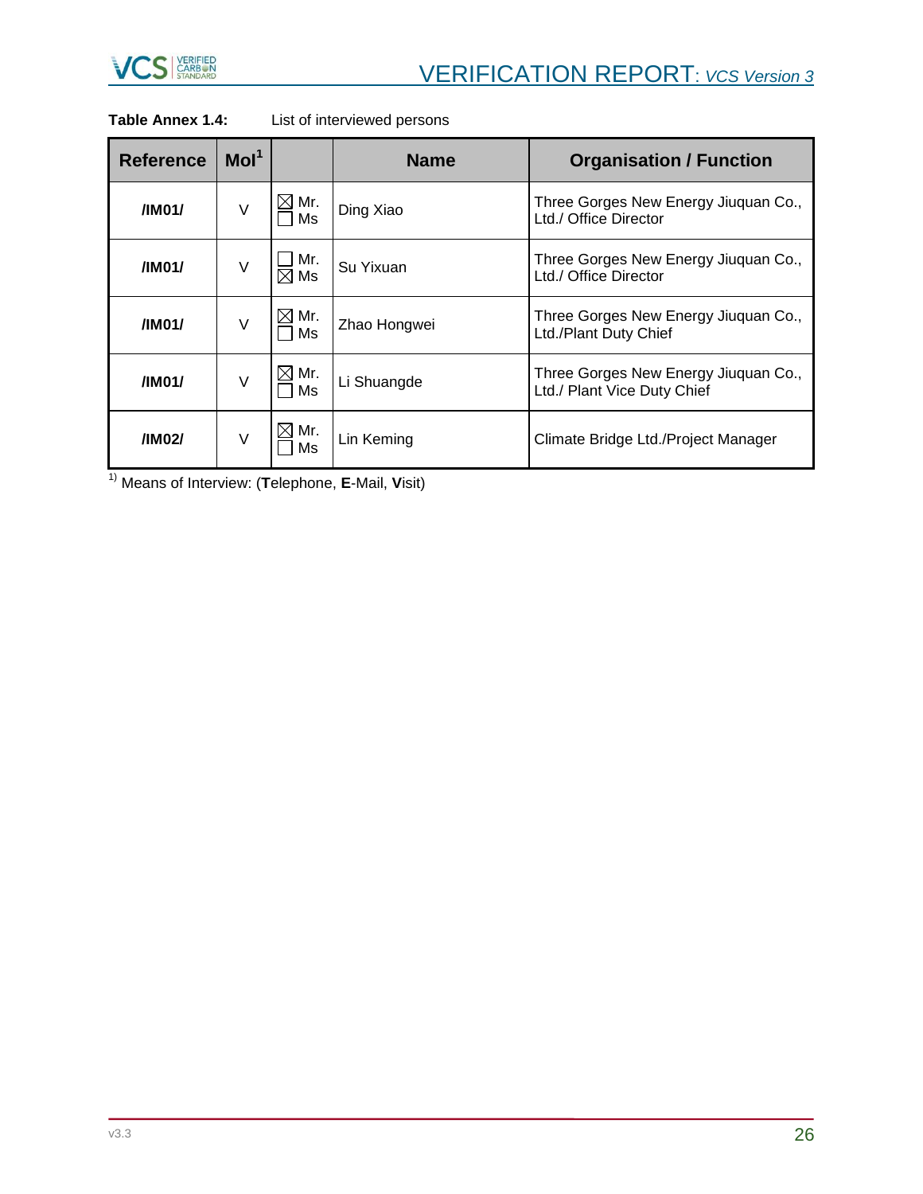**Table Annex 1.4:** List of interviewed persons

| Reference | MoI[1] | | Name | Organisation / Function |
|---|---|---|---|---|
| /IM01/ | V | ☒ Mr. ☐ Ms | Ding Xiao | Three Gorges New Energy Jiuquan Co., Ltd./ Office Director |
| /IM01/ | V | ☐ Mr. ☒ Ms | Su Yixuan | Three Gorges New Energy Jiuquan Co., Ltd./ Office Director |
| /IM01/ | V | ☒ Mr. ☐ Ms | Zhao Hongwei | Three Gorges New Energy Jiuquan Co., Ltd./Plant Duty Chief |
| /IM01/ | V | ☒ Mr. ☐ Ms | Li Shuangde | Three Gorges New Energy Jiuquan Co., Ltd./ Plant Vice Duty Chief |
| /IM02/ | V | ☒ Mr. ☐ Ms | Lin Keming | Climate Bridge Ltd./Project Manager |

1) Means of Interview: (**T**elephone, **E**-Mail, **V**isit)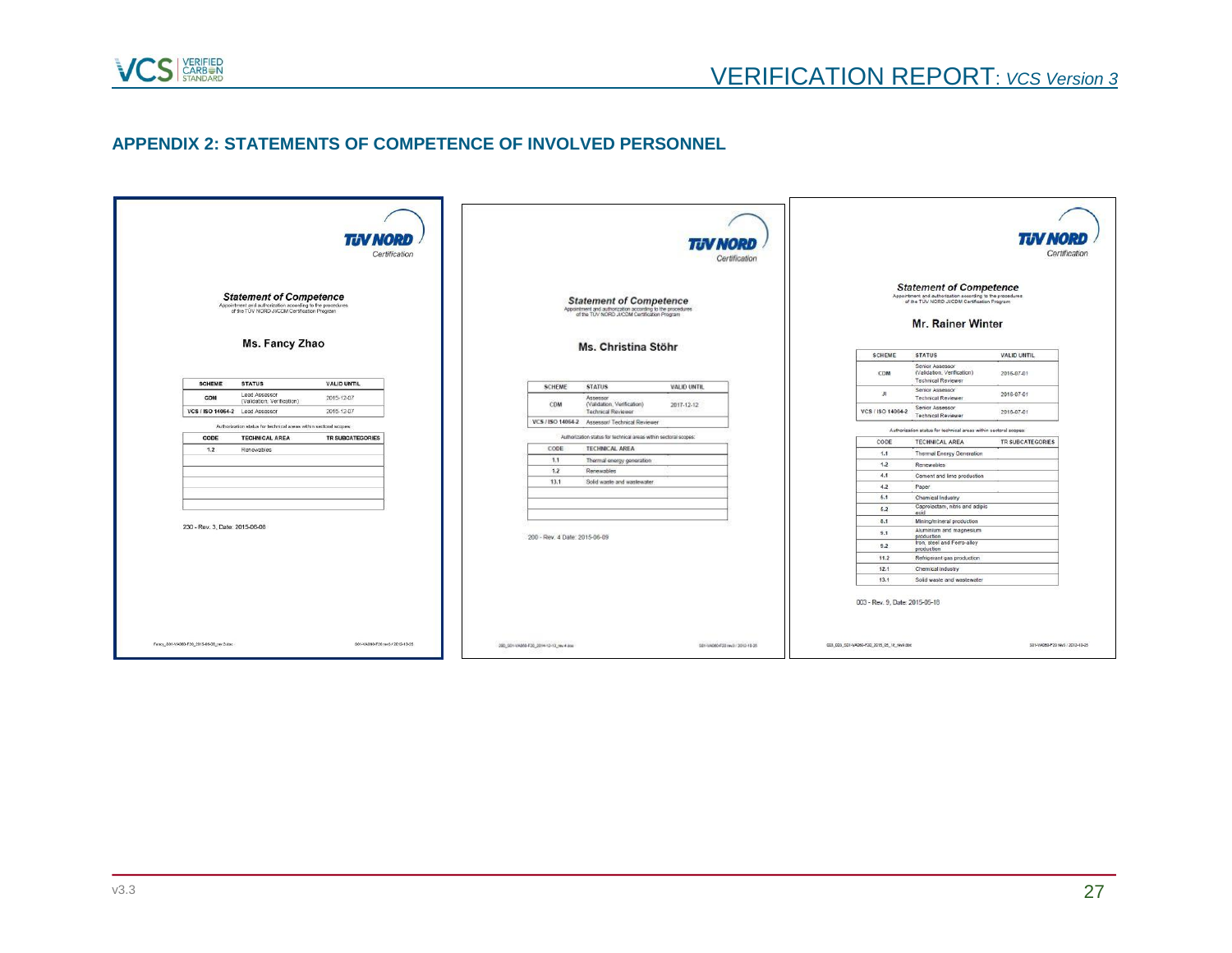## APPENDIX 2: STATEMENTS OF COMPETENCE OF INVOLVED PERSONNEL

TÜV NORD Certification

***Statement of Competence***

Appointment and authorization according to the procedures of the TÜV NORD JI/CDM Certification Program

**Ms. Fancy Zhao**

| SCHEME | STATUS | VALID UNTIL |
|---|---|---|
| CDM | Lead Assessor (Validation, Verification) | 2015-12-07 |
| VCS / ISO 14064-2 | Lead Assessor | 2015-12-07 |

Authorization status for technical areas within sectoral scopes:

| CODE | TECHNICAL AREA | TR SUBCATEGORIES |
|---|---|---|
| 1.2 | Renewables | |

230 - Rev. 3, Date: 2015-06-08

Fancy_001-VA060-F20_2015-06-08_rev.3.doc    001-VA060-F20 rev3 / 2013-10-25

TÜV NORD Certification

***Statement of Competence***

Appointment and authorization according to the procedures of the TÜV NORD JI/CDM Certification Program

**Ms. Christina Stöhr**

| SCHEME | STATUS | VALID UNTIL |
|---|---|---|
| CDM | Assessor (Validation, Verification) Technical Reviewer | 2017-12-12 |
| VCS / ISO 14064-2 | Assessor/ Technical Reviewer | |

Authorization status for technical areas within sectoral scopes:

| CODE | TECHNICAL AREA |
|---|---|
| 1.1 | Thermal energy generation |
| 1.2 | Renewables |
| 13.1 | Solid waste and wastewater |

200 - Rev. 4 Date: 2015-06-09

200_001-VA060-F20_2014-12-13_rev.4.doc    001-VA060-F20 rev3 / 2013-10-25

TÜV NORD Certification

***Statement of Competence***

Appointment and authorization according to the procedures of the TÜV NORD JI/CDM Certification Program

**Mr. Rainer Winter**

| SCHEME | STATUS | VALID UNTIL |
|---|---|---|
| CDM | Senior Assessor (Validation, Verification) Technical Reviewer | 2016-07-01 |
| JI | Senior Assessor Technical Reviewer | 2016-07-01 |
| VCS / ISO 14064-2 | Senior Assessor Technical Reviewer | 2016-07-01 |

Authorization status for technical areas within sectoral scopes:

| CODE | TECHNICAL AREA | TR SUBCATEGORIES |
|---|---|---|
| 1.1 | Thermal Energy Generation | |
| 1.2 | Renewables | |
| 4.1 | Cement and lime production | |
| 4.2 | Paper | |
| 5.1 | Chemical Industry | |
| 5.2 | Caprolactam, nitric and adipic acid | |
| 8.1 | Mining/mineral production | |
| 9.1 | Aluminium and magnesium production | |
| 9.2 | Iron, steel and Ferro-alloy production | |
| 11.2 | Refrigerant gas production | |
| 12.1 | Chemical industry | |
| 13.1 | Solid waste and wastewater | |

003 - Rev. 9, Date: 2015-05-18

003_009_001-VA060-F20_2015_05_18_rev9.doc    001-VA060-F20 rev3 / 2013-10-25